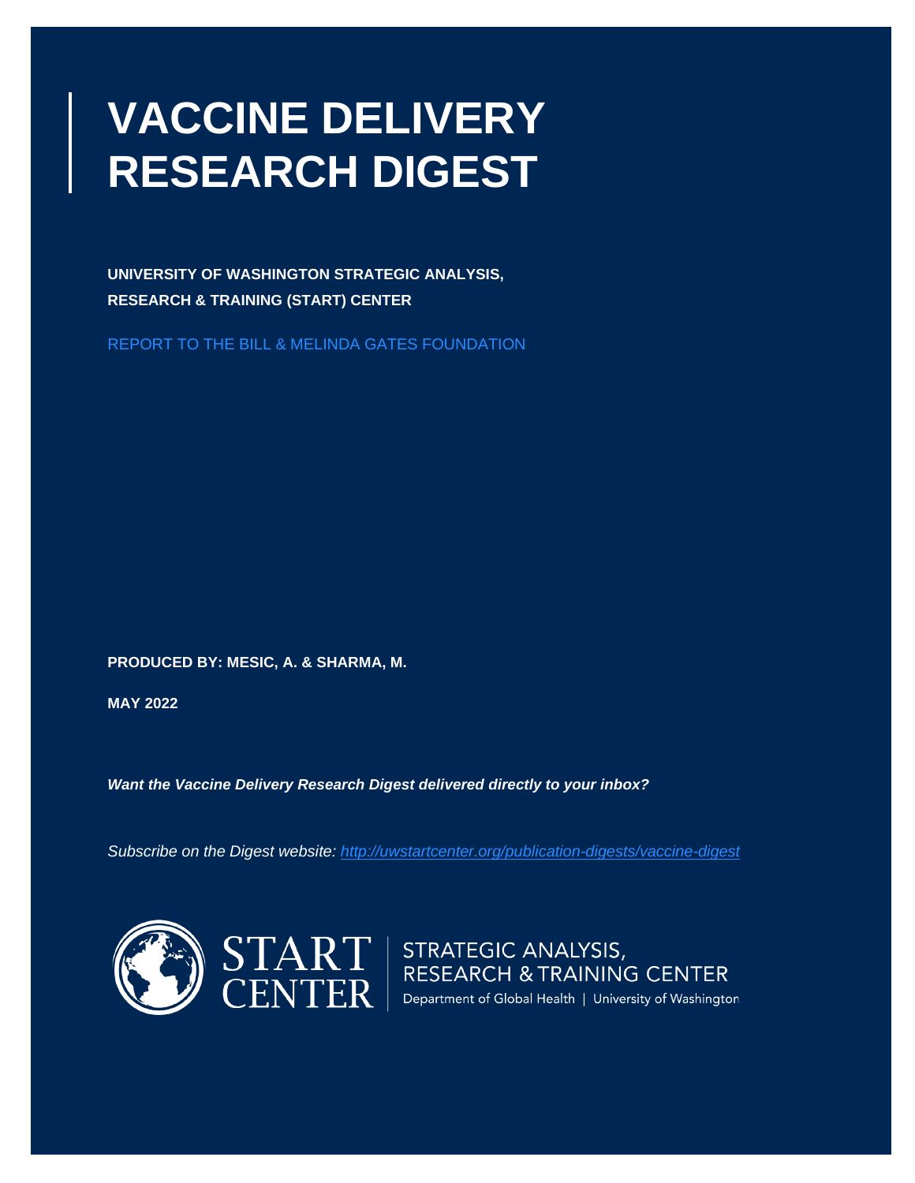# VACCINE DELIVERY RESEARCH DIGEST

**UNIVERSITY OF WASHINGTON STRATEGIC ANALYSIS, RESEARCH & TRAINING (START) CENTER**

REPORT TO THE BILL & MELINDA GATES FOUNDATION

**PRODUCED BY: MESIC, A. & SHARMA, M.**

**MAY 2022**

***Want the Vaccine Delivery Research Digest delivered directly to your inbox?***

*Subscribe on the Digest website: http://uwstartcenter.org/publication-digests/vaccine-digest*

START CENTER | STRATEGIC ANALYSIS, RESEARCH & TRAINING CENTER

Department of Global Health | University of Washington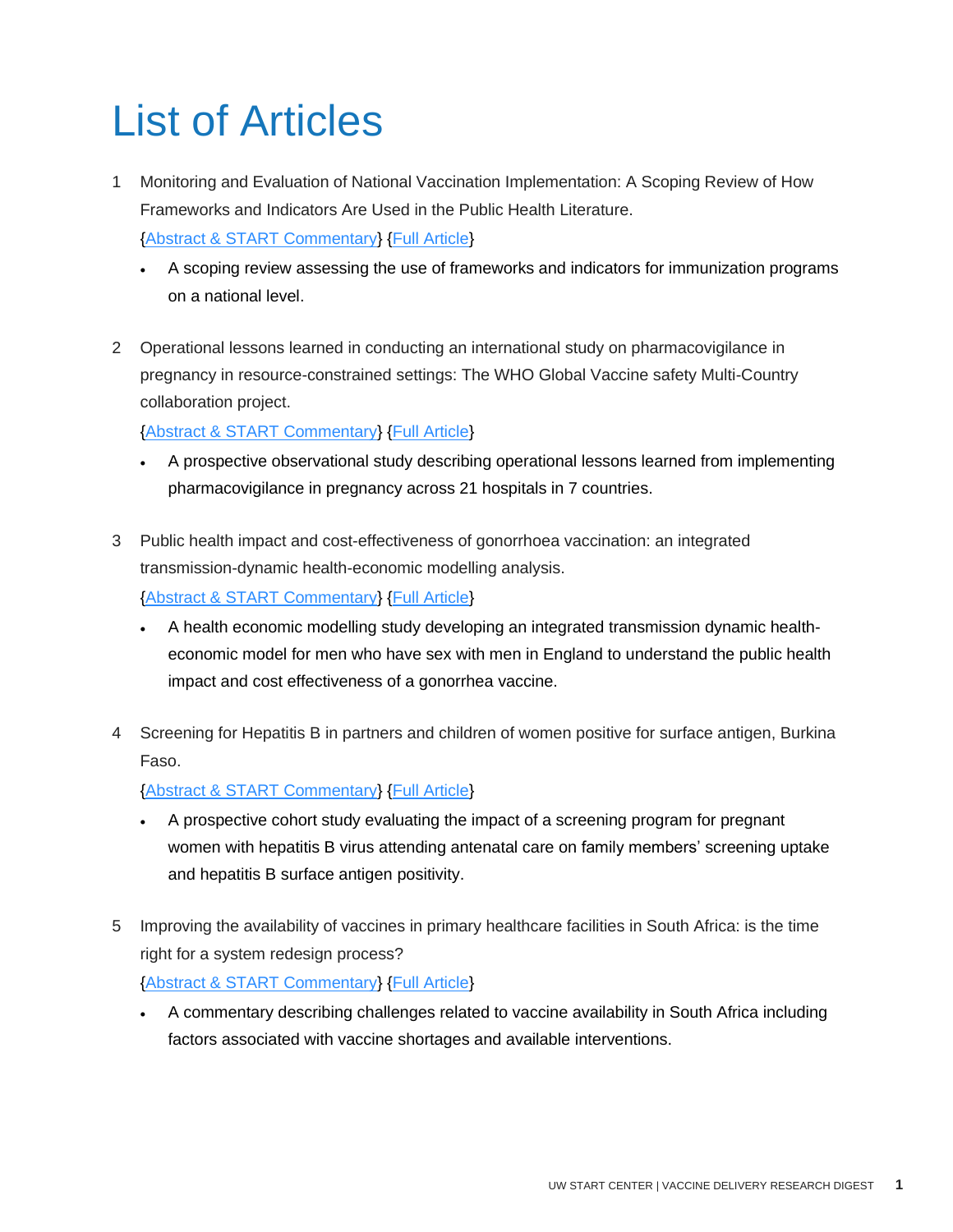# List of Articles

1 Monitoring and Evaluation of National Vaccination Implementation: A Scoping Review of How Frameworks and Indicators Are Used in the Public Health Literature.

{Abstract & START Commentary} {Full Article}

- A scoping review assessing the use of frameworks and indicators for immunization programs on a national level.

2 Operational lessons learned in conducting an international study on pharmacovigilance in pregnancy in resource-constrained settings: The WHO Global Vaccine safety Multi-Country collaboration project.

{Abstract & START Commentary} {Full Article}

- A prospective observational study describing operational lessons learned from implementing pharmacovigilance in pregnancy across 21 hospitals in 7 countries.

3 Public health impact and cost-effectiveness of gonorrhoea vaccination: an integrated transmission-dynamic health-economic modelling analysis.

{Abstract & START Commentary} {Full Article}

- A health economic modelling study developing an integrated transmission dynamic health-economic model for men who have sex with men in England to understand the public health impact and cost effectiveness of a gonorrhea vaccine.

4 Screening for Hepatitis B in partners and children of women positive for surface antigen, Burkina Faso.

{Abstract & START Commentary} {Full Article}

- A prospective cohort study evaluating the impact of a screening program for pregnant women with hepatitis B virus attending antenatal care on family members' screening uptake and hepatitis B surface antigen positivity.

5 Improving the availability of vaccines in primary healthcare facilities in South Africa: is the time right for a system redesign process?

{Abstract & START Commentary} {Full Article}

- A commentary describing challenges related to vaccine availability in South Africa including factors associated with vaccine shortages and available interventions.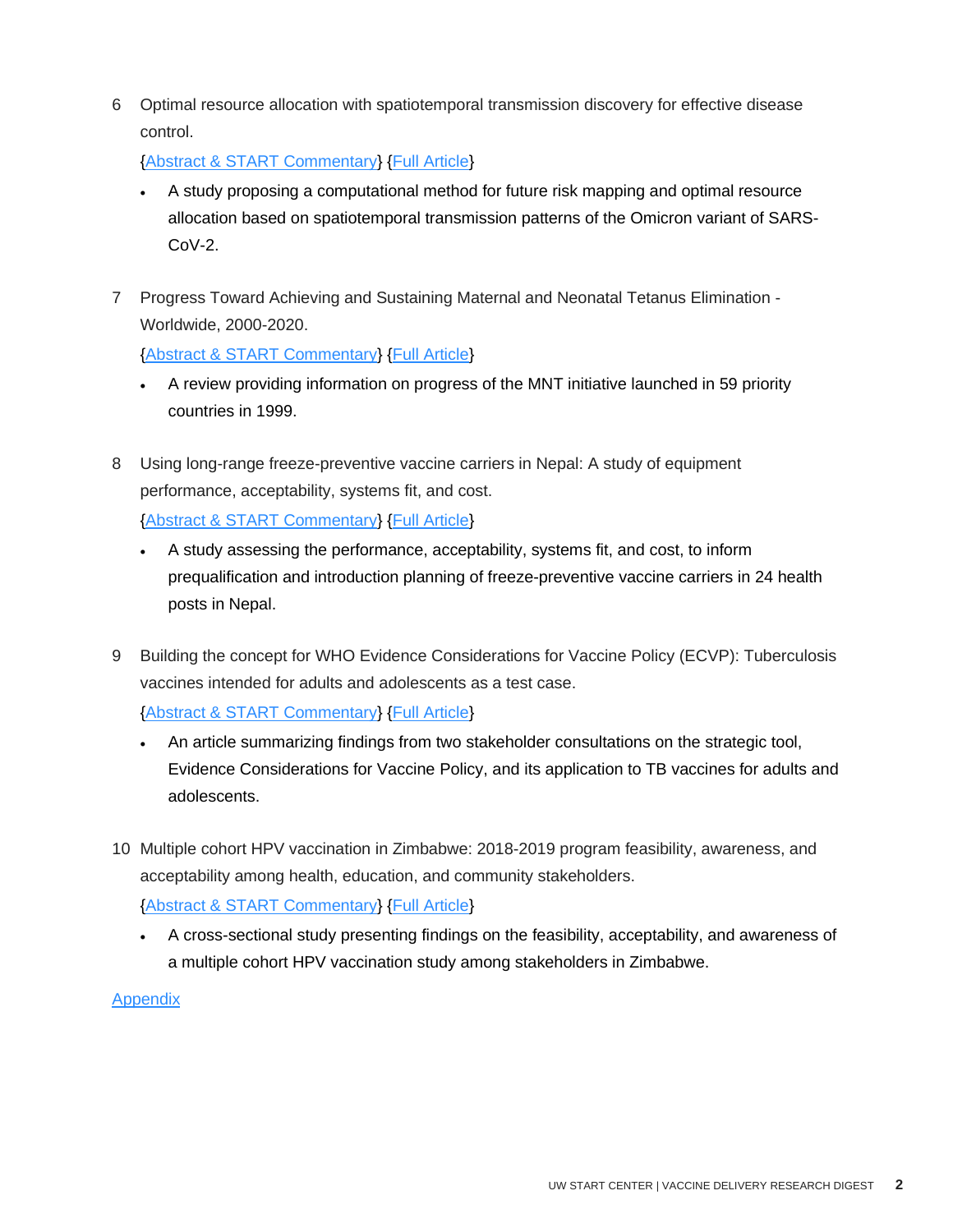6. Optimal resource allocation with spatiotemporal transmission discovery for effective disease control.

   {Abstract & START Commentary} {Full Article}

   - A study proposing a computational method for future risk mapping and optimal resource allocation based on spatiotemporal transmission patterns of the Omicron variant of SARS-CoV-2.

7. Progress Toward Achieving and Sustaining Maternal and Neonatal Tetanus Elimination - Worldwide, 2000-2020.

   {Abstract & START Commentary} {Full Article}

   - A review providing information on progress of the MNT initiative launched in 59 priority countries in 1999.

8. Using long-range freeze-preventive vaccine carriers in Nepal: A study of equipment performance, acceptability, systems fit, and cost.

   {Abstract & START Commentary} {Full Article}

   - A study assessing the performance, acceptability, systems fit, and cost, to inform prequalification and introduction planning of freeze-preventive vaccine carriers in 24 health posts in Nepal.

9. Building the concept for WHO Evidence Considerations for Vaccine Policy (ECVP): Tuberculosis vaccines intended for adults and adolescents as a test case.

   {Abstract & START Commentary} {Full Article}

   - An article summarizing findings from two stakeholder consultations on the strategic tool, Evidence Considerations for Vaccine Policy, and its application to TB vaccines for adults and adolescents.

10. Multiple cohort HPV vaccination in Zimbabwe: 2018-2019 program feasibility, awareness, and acceptability among health, education, and community stakeholders.

    {Abstract & START Commentary} {Full Article}

    - A cross-sectional study presenting findings on the feasibility, acceptability, and awareness of a multiple cohort HPV vaccination study among stakeholders in Zimbabwe.

Appendix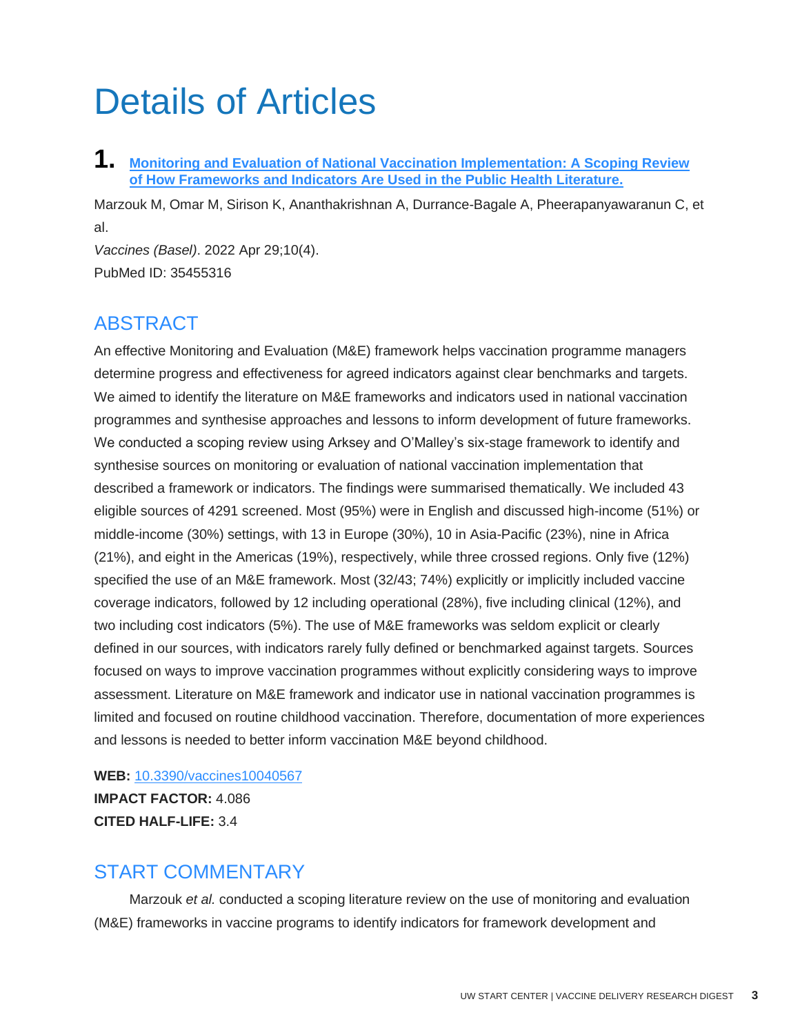# Details of Articles

## 1. Monitoring and Evaluation of National Vaccination Implementation: A Scoping Review of How Frameworks and Indicators Are Used in the Public Health Literature.

Marzouk M, Omar M, Sirison K, Ananthakrishnan A, Durrance-Bagale A, Pheerapanyawaranun C, et al.

*Vaccines (Basel)*. 2022 Apr 29;10(4).

PubMed ID: 35455316

### ABSTRACT

An effective Monitoring and Evaluation (M&E) framework helps vaccination programme managers determine progress and effectiveness for agreed indicators against clear benchmarks and targets. We aimed to identify the literature on M&E frameworks and indicators used in national vaccination programmes and synthesise approaches and lessons to inform development of future frameworks. We conducted a scoping review using Arksey and O'Malley's six-stage framework to identify and synthesise sources on monitoring or evaluation of national vaccination implementation that described a framework or indicators. The findings were summarised thematically. We included 43 eligible sources of 4291 screened. Most (95%) were in English and discussed high-income (51%) or middle-income (30%) settings, with 13 in Europe (30%), 10 in Asia-Pacific (23%), nine in Africa (21%), and eight in the Americas (19%), respectively, while three crossed regions. Only five (12%) specified the use of an M&E framework. Most (32/43; 74%) explicitly or implicitly included vaccine coverage indicators, followed by 12 including operational (28%), five including clinical (12%), and two including cost indicators (5%). The use of M&E frameworks was seldom explicit or clearly defined in our sources, with indicators rarely fully defined or benchmarked against targets. Sources focused on ways to improve vaccination programmes without explicitly considering ways to improve assessment. Literature on M&E framework and indicator use in national vaccination programmes is limited and focused on routine childhood vaccination. Therefore, documentation of more experiences and lessons is needed to better inform vaccination M&E beyond childhood.

**WEB:** 10.3390/vaccines10040567
**IMPACT FACTOR:** 4.086
**CITED HALF-LIFE:** 3.4

### START COMMENTARY

Marzouk *et al.* conducted a scoping literature review on the use of monitoring and evaluation (M&E) frameworks in vaccine programs to identify indicators for framework development and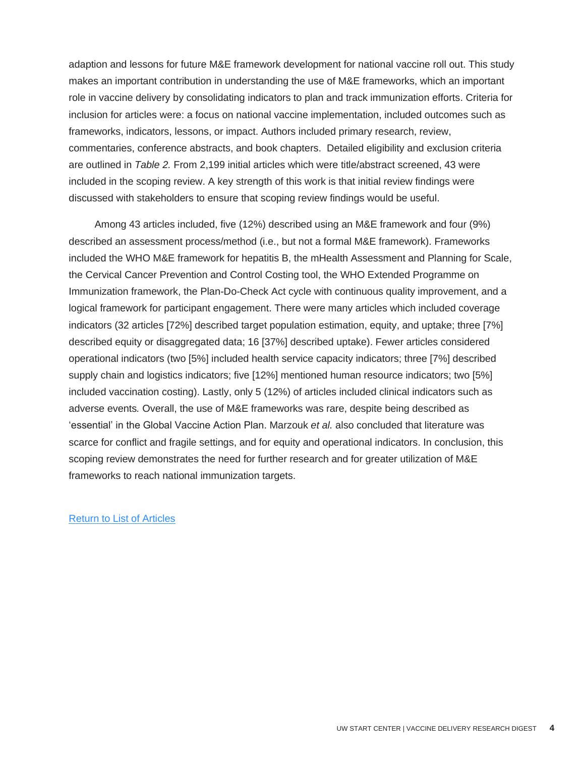adaption and lessons for future M&E framework development for national vaccine roll out. This study makes an important contribution in understanding the use of M&E frameworks, which an important role in vaccine delivery by consolidating indicators to plan and track immunization efforts. Criteria for inclusion for articles were: a focus on national vaccine implementation, included outcomes such as frameworks, indicators, lessons, or impact. Authors included primary research, review, commentaries, conference abstracts, and book chapters. Detailed eligibility and exclusion criteria are outlined in *Table 2.* From 2,199 initial articles which were title/abstract screened, 43 were included in the scoping review. A key strength of this work is that initial review findings were discussed with stakeholders to ensure that scoping review findings would be useful.

Among 43 articles included, five (12%) described using an M&E framework and four (9%) described an assessment process/method (i.e., but not a formal M&E framework). Frameworks included the WHO M&E framework for hepatitis B, the mHealth Assessment and Planning for Scale, the Cervical Cancer Prevention and Control Costing tool, the WHO Extended Programme on Immunization framework, the Plan-Do-Check Act cycle with continuous quality improvement, and a logical framework for participant engagement. There were many articles which included coverage indicators (32 articles [72%] described target population estimation, equity, and uptake; three [7%] described equity or disaggregated data; 16 [37%] described uptake). Fewer articles considered operational indicators (two [5%] included health service capacity indicators; three [7%] described supply chain and logistics indicators; five [12%] mentioned human resource indicators; two [5%] included vaccination costing). Lastly, only 5 (12%) of articles included clinical indicators such as adverse events*.* Overall, the use of M&E frameworks was rare, despite being described as 'essential' in the Global Vaccine Action Plan. Marzouk *et al.* also concluded that literature was scarce for conflict and fragile settings, and for equity and operational indicators. In conclusion, this scoping review demonstrates the need for further research and for greater utilization of M&E frameworks to reach national immunization targets.

Return to List of Articles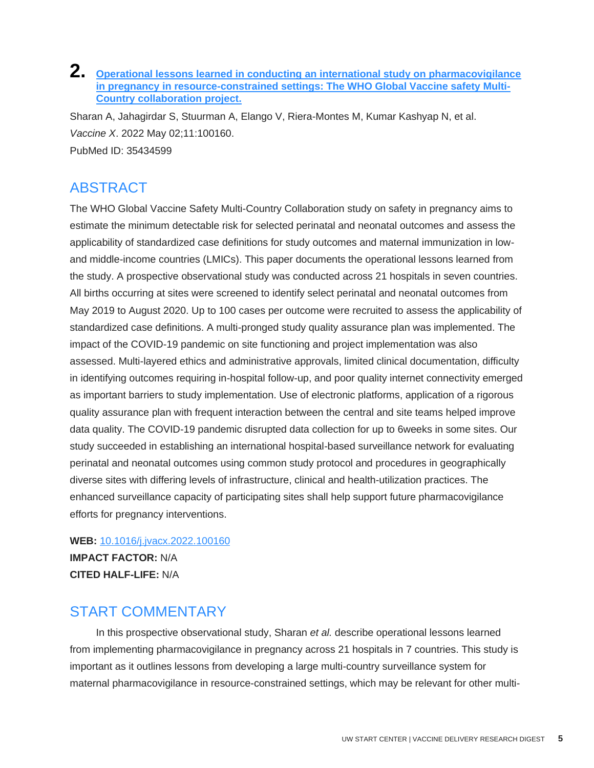## 2. [Operational lessons learned in conducting an international study on pharmacovigilance in pregnancy in resource-constrained settings: The WHO Global Vaccine safety Multi-Country collaboration project.](https://doi.org/10.1016/j.jvacx.2022.100160)

Sharan A, Jahagirdar S, Stuurman A, Elango V, Riera-Montes M, Kumar Kashyap N, et al.
*Vaccine X*. 2022 May 02;11:100160.
PubMed ID: 35434599

## ABSTRACT

The WHO Global Vaccine Safety Multi-Country Collaboration study on safety in pregnancy aims to estimate the minimum detectable risk for selected perinatal and neonatal outcomes and assess the applicability of standardized case definitions for study outcomes and maternal immunization in low- and middle-income countries (LMICs). This paper documents the operational lessons learned from the study. A prospective observational study was conducted across 21 hospitals in seven countries. All births occurring at sites were screened to identify select perinatal and neonatal outcomes from May 2019 to August 2020. Up to 100 cases per outcome were recruited to assess the applicability of standardized case definitions. A multi-pronged study quality assurance plan was implemented. The impact of the COVID-19 pandemic on site functioning and project implementation was also assessed. Multi-layered ethics and administrative approvals, limited clinical documentation, difficulty in identifying outcomes requiring in-hospital follow-up, and poor quality internet connectivity emerged as important barriers to study implementation. Use of electronic platforms, application of a rigorous quality assurance plan with frequent interaction between the central and site teams helped improve data quality. The COVID-19 pandemic disrupted data collection for up to 6weeks in some sites. Our study succeeded in establishing an international hospital-based surveillance network for evaluating perinatal and neonatal outcomes using common study protocol and procedures in geographically diverse sites with differing levels of infrastructure, clinical and health-utilization practices. The enhanced surveillance capacity of participating sites shall help support future pharmacovigilance efforts for pregnancy interventions.

**WEB:** [10.1016/j.jvacx.2022.100160](https://doi.org/10.1016/j.jvacx.2022.100160)
**IMPACT FACTOR:** N/A
**CITED HALF-LIFE:** N/A

## START COMMENTARY

In this prospective observational study, Sharan *et al.* describe operational lessons learned from implementing pharmacovigilance in pregnancy across 21 hospitals in 7 countries. This study is important as it outlines lessons from developing a large multi-country surveillance system for maternal pharmacovigilance in resource-constrained settings, which may be relevant for other multi-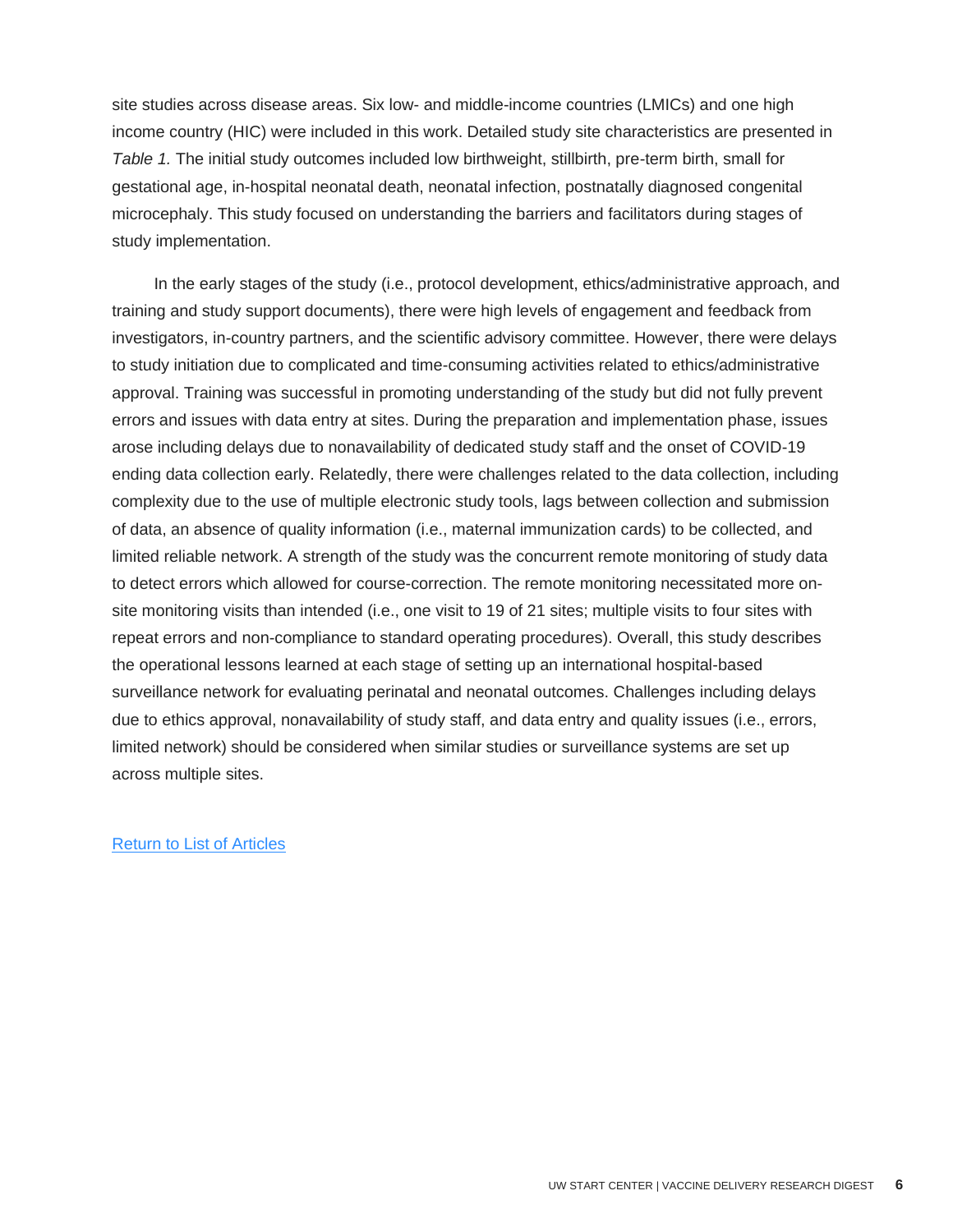site studies across disease areas. Six low- and middle-income countries (LMICs) and one high income country (HIC) were included in this work. Detailed study site characteristics are presented in *Table 1.* The initial study outcomes included low birthweight, stillbirth, pre-term birth, small for gestational age, in-hospital neonatal death, neonatal infection, postnatally diagnosed congenital microcephaly. This study focused on understanding the barriers and facilitators during stages of study implementation.

In the early stages of the study (i.e., protocol development, ethics/administrative approach, and training and study support documents), there were high levels of engagement and feedback from investigators, in-country partners, and the scientific advisory committee. However, there were delays to study initiation due to complicated and time-consuming activities related to ethics/administrative approval. Training was successful in promoting understanding of the study but did not fully prevent errors and issues with data entry at sites. During the preparation and implementation phase, issues arose including delays due to nonavailability of dedicated study staff and the onset of COVID-19 ending data collection early. Relatedly, there were challenges related to the data collection, including complexity due to the use of multiple electronic study tools, lags between collection and submission of data, an absence of quality information (i.e., maternal immunization cards) to be collected, and limited reliable network. A strength of the study was the concurrent remote monitoring of study data to detect errors which allowed for course-correction. The remote monitoring necessitated more on-site monitoring visits than intended (i.e., one visit to 19 of 21 sites; multiple visits to four sites with repeat errors and non-compliance to standard operating procedures). Overall, this study describes the operational lessons learned at each stage of setting up an international hospital-based surveillance network for evaluating perinatal and neonatal outcomes. Challenges including delays due to ethics approval, nonavailability of study staff, and data entry and quality issues (i.e., errors, limited network) should be considered when similar studies or surveillance systems are set up across multiple sites.

Return to List of Articles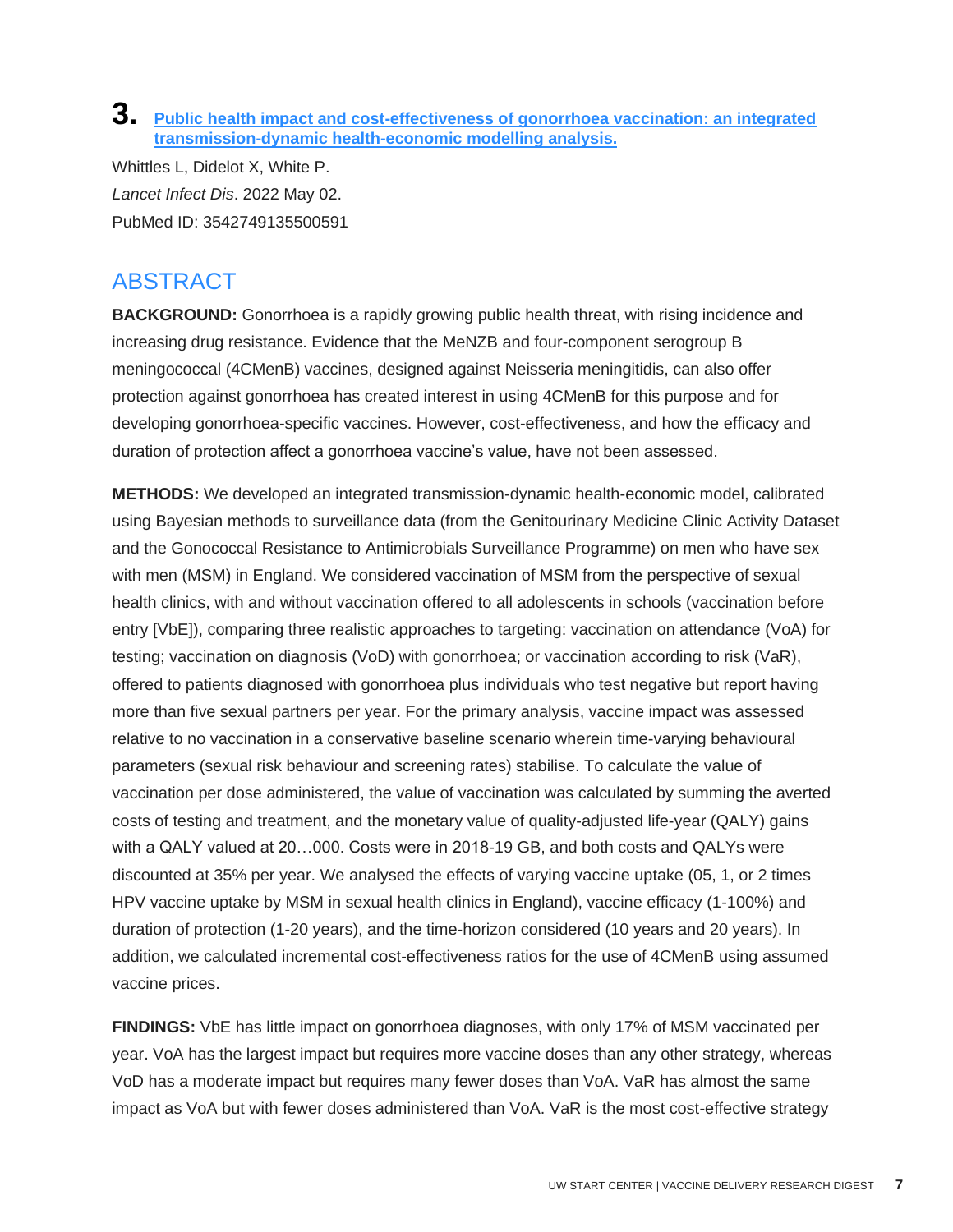## 3. [Public health impact and cost-effectiveness of gonorrhoea vaccination: an integrated transmission-dynamic health-economic modelling analysis.]()

Whittles L, Didelot X, White P.

*Lancet Infect Dis*. 2022 May 02.

PubMed ID: 3542749135500591

## ABSTRACT

**BACKGROUND:** Gonorrhoea is a rapidly growing public health threat, with rising incidence and increasing drug resistance. Evidence that the MeNZB and four-component serogroup B meningococcal (4CMenB) vaccines, designed against Neisseria meningitidis, can also offer protection against gonorrhoea has created interest in using 4CMenB for this purpose and for developing gonorrhoea-specific vaccines. However, cost-effectiveness, and how the efficacy and duration of protection affect a gonorrhoea vaccine's value, have not been assessed.

**METHODS:** We developed an integrated transmission-dynamic health-economic model, calibrated using Bayesian methods to surveillance data (from the Genitourinary Medicine Clinic Activity Dataset and the Gonococcal Resistance to Antimicrobials Surveillance Programme) on men who have sex with men (MSM) in England. We considered vaccination of MSM from the perspective of sexual health clinics, with and without vaccination offered to all adolescents in schools (vaccination before entry [VbE]), comparing three realistic approaches to targeting: vaccination on attendance (VoA) for testing; vaccination on diagnosis (VoD) with gonorrhoea; or vaccination according to risk (VaR), offered to patients diagnosed with gonorrhoea plus individuals who test negative but report having more than five sexual partners per year. For the primary analysis, vaccine impact was assessed relative to no vaccination in a conservative baseline scenario wherein time-varying behavioural parameters (sexual risk behaviour and screening rates) stabilise. To calculate the value of vaccination per dose administered, the value of vaccination was calculated by summing the averted costs of testing and treatment, and the monetary value of quality-adjusted life-year (QALY) gains with a QALY valued at 20…000. Costs were in 2018-19 GB, and both costs and QALYs were discounted at 35% per year. We analysed the effects of varying vaccine uptake (05, 1, or 2 times HPV vaccine uptake by MSM in sexual health clinics in England), vaccine efficacy (1-100%) and duration of protection (1-20 years), and the time-horizon considered (10 years and 20 years). In addition, we calculated incremental cost-effectiveness ratios for the use of 4CMenB using assumed vaccine prices.

**FINDINGS:** VbE has little impact on gonorrhoea diagnoses, with only 17% of MSM vaccinated per year. VoA has the largest impact but requires more vaccine doses than any other strategy, whereas VoD has a moderate impact but requires many fewer doses than VoA. VaR has almost the same impact as VoA but with fewer doses administered than VoA. VaR is the most cost-effective strategy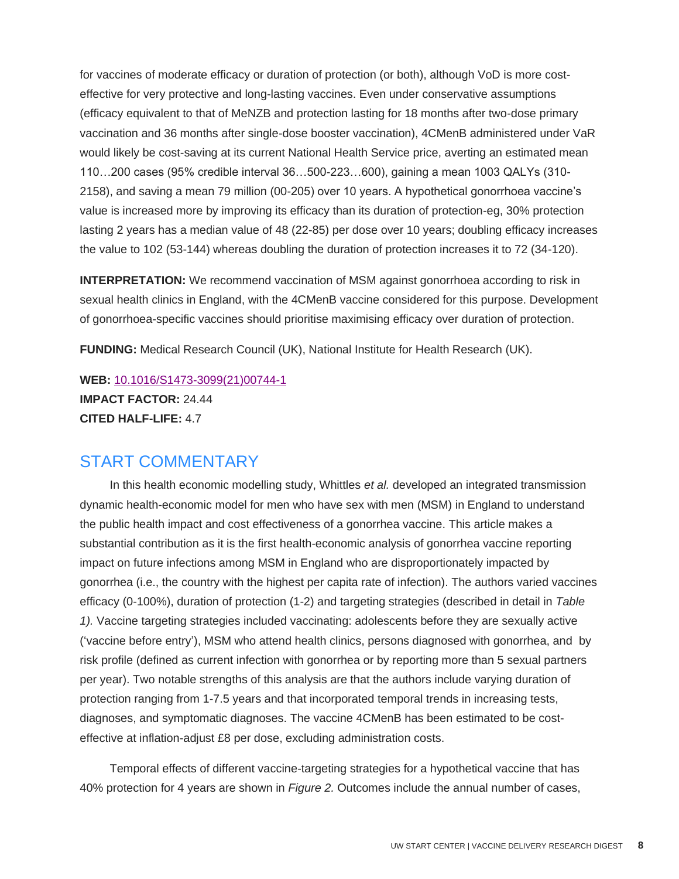for vaccines of moderate efficacy or duration of protection (or both), although VoD is more cost-effective for very protective and long-lasting vaccines. Even under conservative assumptions (efficacy equivalent to that of MeNZB and protection lasting for 18 months after two-dose primary vaccination and 36 months after single-dose booster vaccination), 4CMenB administered under VaR would likely be cost-saving at its current National Health Service price, averting an estimated mean 110…200 cases (95% credible interval 36…500-223…600), gaining a mean 1003 QALYs (310-2158), and saving a mean 79 million (00-205) over 10 years. A hypothetical gonorrhoea vaccine's value is increased more by improving its efficacy than its duration of protection-eg, 30% protection lasting 2 years has a median value of 48 (22-85) per dose over 10 years; doubling efficacy increases the value to 102 (53-144) whereas doubling the duration of protection increases it to 72 (34-120).

**INTERPRETATION:** We recommend vaccination of MSM against gonorrhoea according to risk in sexual health clinics in England, with the 4CMenB vaccine considered for this purpose. Development of gonorrhoea-specific vaccines should prioritise maximising efficacy over duration of protection.

**FUNDING:** Medical Research Council (UK), National Institute for Health Research (UK).

**WEB:** [10.1016/S1473-3099(21)00744-1](https://doi.org/10.1016/S1473-3099(21)00744-1)
**IMPACT FACTOR:** 24.44
**CITED HALF-LIFE:** 4.7

## START COMMENTARY

In this health economic modelling study, Whittles *et al.* developed an integrated transmission dynamic health-economic model for men who have sex with men (MSM) in England to understand the public health impact and cost effectiveness of a gonorrhea vaccine. This article makes a substantial contribution as it is the first health-economic analysis of gonorrhea vaccine reporting impact on future infections among MSM in England who are disproportionately impacted by gonorrhea (i.e., the country with the highest per capita rate of infection). The authors varied vaccines efficacy (0-100%), duration of protection (1-2) and targeting strategies (described in detail in *Table 1).* Vaccine targeting strategies included vaccinating: adolescents before they are sexually active ('vaccine before entry'), MSM who attend health clinics, persons diagnosed with gonorrhea, and by risk profile (defined as current infection with gonorrhea or by reporting more than 5 sexual partners per year). Two notable strengths of this analysis are that the authors include varying duration of protection ranging from 1-7.5 years and that incorporated temporal trends in increasing tests, diagnoses, and symptomatic diagnoses. The vaccine 4CMenB has been estimated to be cost-effective at inflation-adjust £8 per dose, excluding administration costs.

Temporal effects of different vaccine-targeting strategies for a hypothetical vaccine that has 40% protection for 4 years are shown in *Figure 2.* Outcomes include the annual number of cases,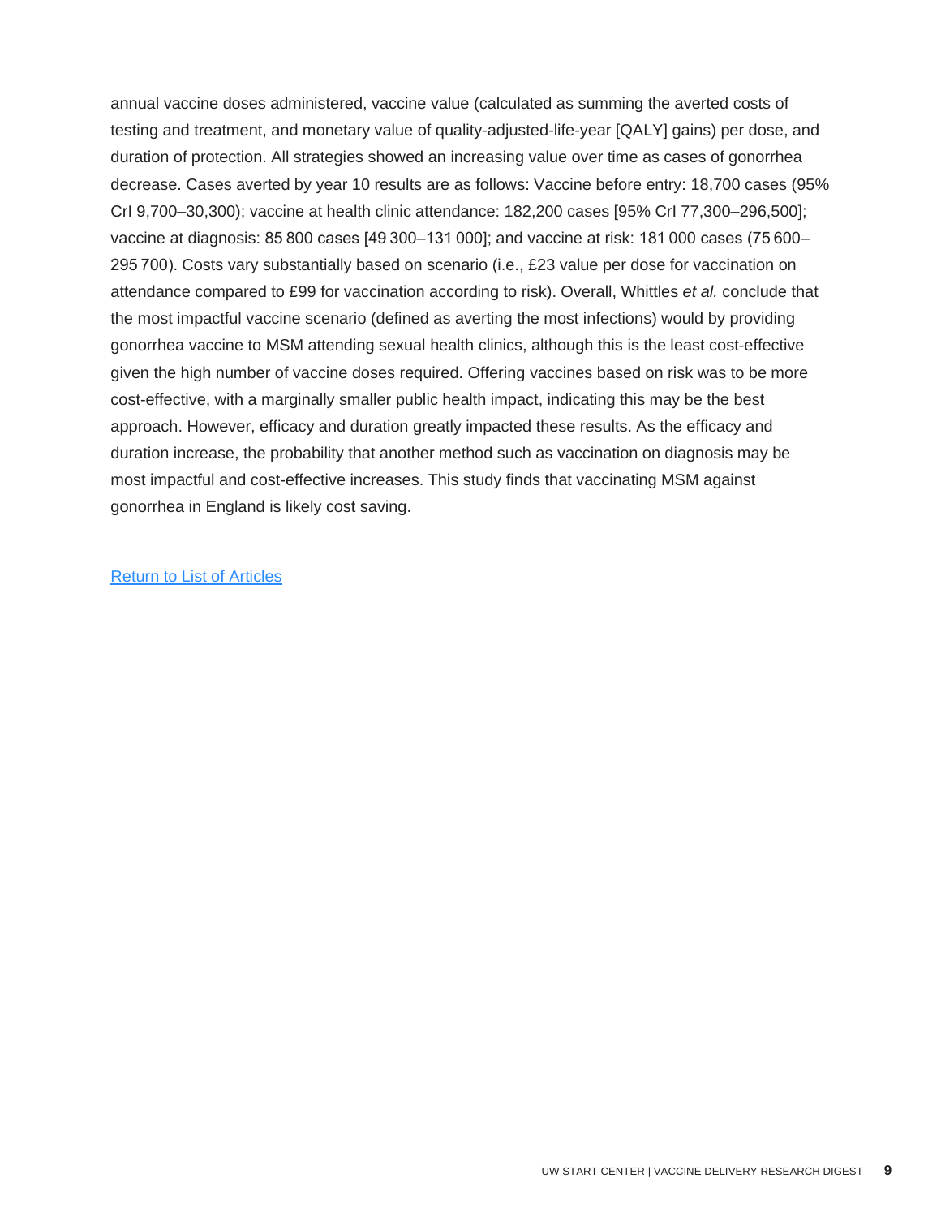annual vaccine doses administered, vaccine value (calculated as summing the averted costs of testing and treatment, and monetary value of quality-adjusted-life-year [QALY] gains) per dose, and duration of protection. All strategies showed an increasing value over time as cases of gonorrhea decrease. Cases averted by year 10 results are as follows: Vaccine before entry: 18,700 cases (95% CrI 9,700–30,300); vaccine at health clinic attendance: 182,200 cases [95% CrI 77,300–296,500]; vaccine at diagnosis: 85 800 cases [49 300–131 000]; and vaccine at risk: 181 000 cases (75 600–295 700). Costs vary substantially based on scenario (i.e., £23 value per dose for vaccination on attendance compared to £99 for vaccination according to risk). Overall, Whittles *et al.* conclude that the most impactful vaccine scenario (defined as averting the most infections) would by providing gonorrhea vaccine to MSM attending sexual health clinics, although this is the least cost-effective given the high number of vaccine doses required. Offering vaccines based on risk was to be more cost-effective, with a marginally smaller public health impact, indicating this may be the best approach. However, efficacy and duration greatly impacted these results. As the efficacy and duration increase, the probability that another method such as vaccination on diagnosis may be most impactful and cost-effective increases. This study finds that vaccinating MSM against gonorrhea in England is likely cost saving.

Return to List of Articles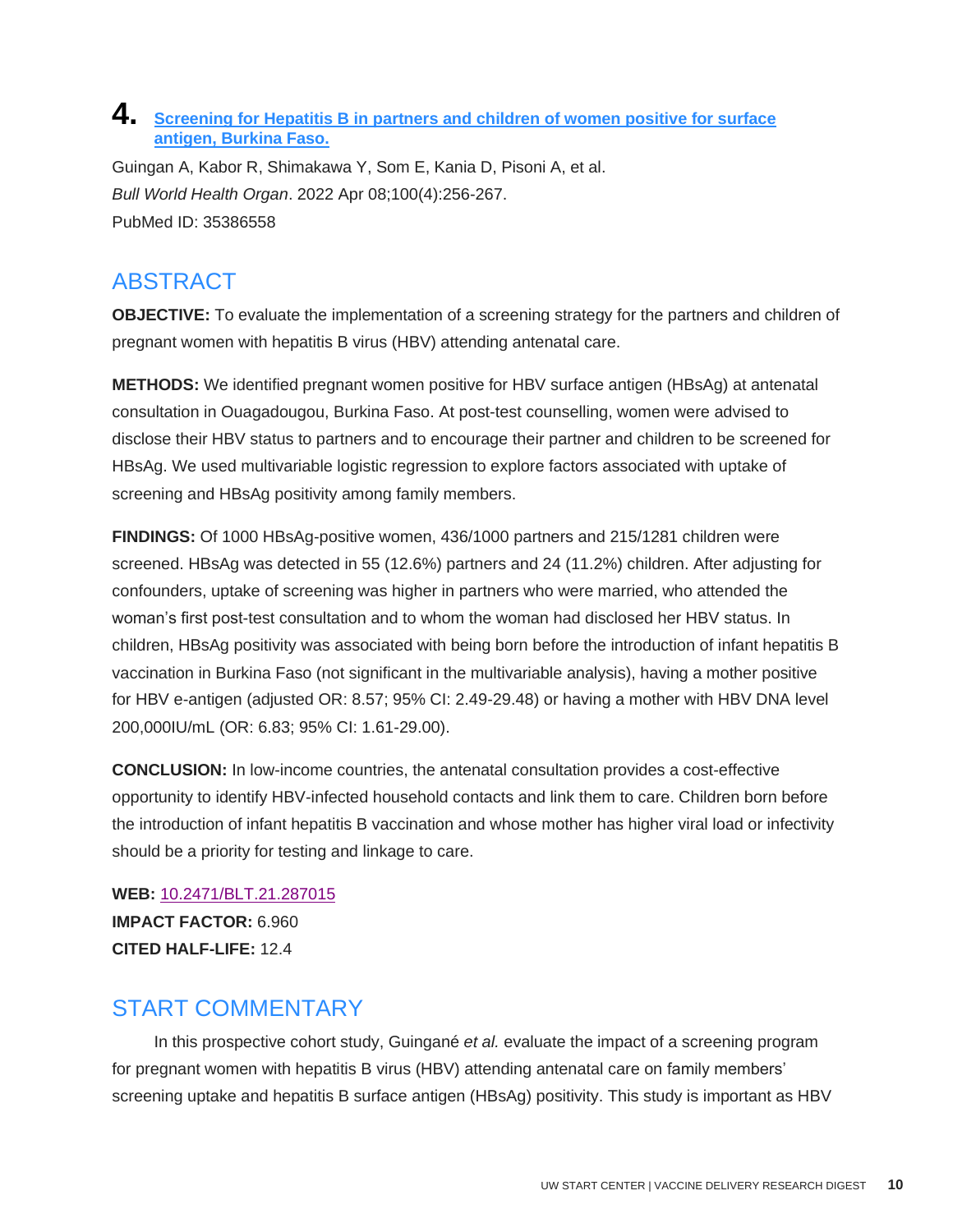## 4. [Screening for Hepatitis B in partners and children of women positive for surface antigen, Burkina Faso.](https://doi.org/10.2471/BLT.21.287015)

Guingan A, Kabor R, Shimakawa Y, Som E, Kania D, Pisoni A, et al.
*Bull World Health Organ*. 2022 Apr 08;100(4):256-267.
PubMed ID: 35386558

## ABSTRACT

**OBJECTIVE:** To evaluate the implementation of a screening strategy for the partners and children of pregnant women with hepatitis B virus (HBV) attending antenatal care.

**METHODS:** We identified pregnant women positive for HBV surface antigen (HBsAg) at antenatal consultation in Ouagadougou, Burkina Faso. At post-test counselling, women were advised to disclose their HBV status to partners and to encourage their partner and children to be screened for HBsAg. We used multivariable logistic regression to explore factors associated with uptake of screening and HBsAg positivity among family members.

**FINDINGS:** Of 1000 HBsAg-positive women, 436/1000 partners and 215/1281 children were screened. HBsAg was detected in 55 (12.6%) partners and 24 (11.2%) children. After adjusting for confounders, uptake of screening was higher in partners who were married, who attended the woman's first post-test consultation and to whom the woman had disclosed her HBV status. In children, HBsAg positivity was associated with being born before the introduction of infant hepatitis B vaccination in Burkina Faso (not significant in the multivariable analysis), having a mother positive for HBV e-antigen (adjusted OR: 8.57; 95% CI: 2.49-29.48) or having a mother with HBV DNA level 200,000IU/mL (OR: 6.83; 95% CI: 1.61-29.00).

**CONCLUSION:** In low-income countries, the antenatal consultation provides a cost-effective opportunity to identify HBV-infected household contacts and link them to care. Children born before the introduction of infant hepatitis B vaccination and whose mother has higher viral load or infectivity should be a priority for testing and linkage to care.

**WEB:** 10.2471/BLT.21.287015
**IMPACT FACTOR:** 6.960
**CITED HALF-LIFE:** 12.4

## START COMMENTARY

In this prospective cohort study, Guingané *et al.* evaluate the impact of a screening program for pregnant women with hepatitis B virus (HBV) attending antenatal care on family members' screening uptake and hepatitis B surface antigen (HBsAg) positivity. This study is important as HBV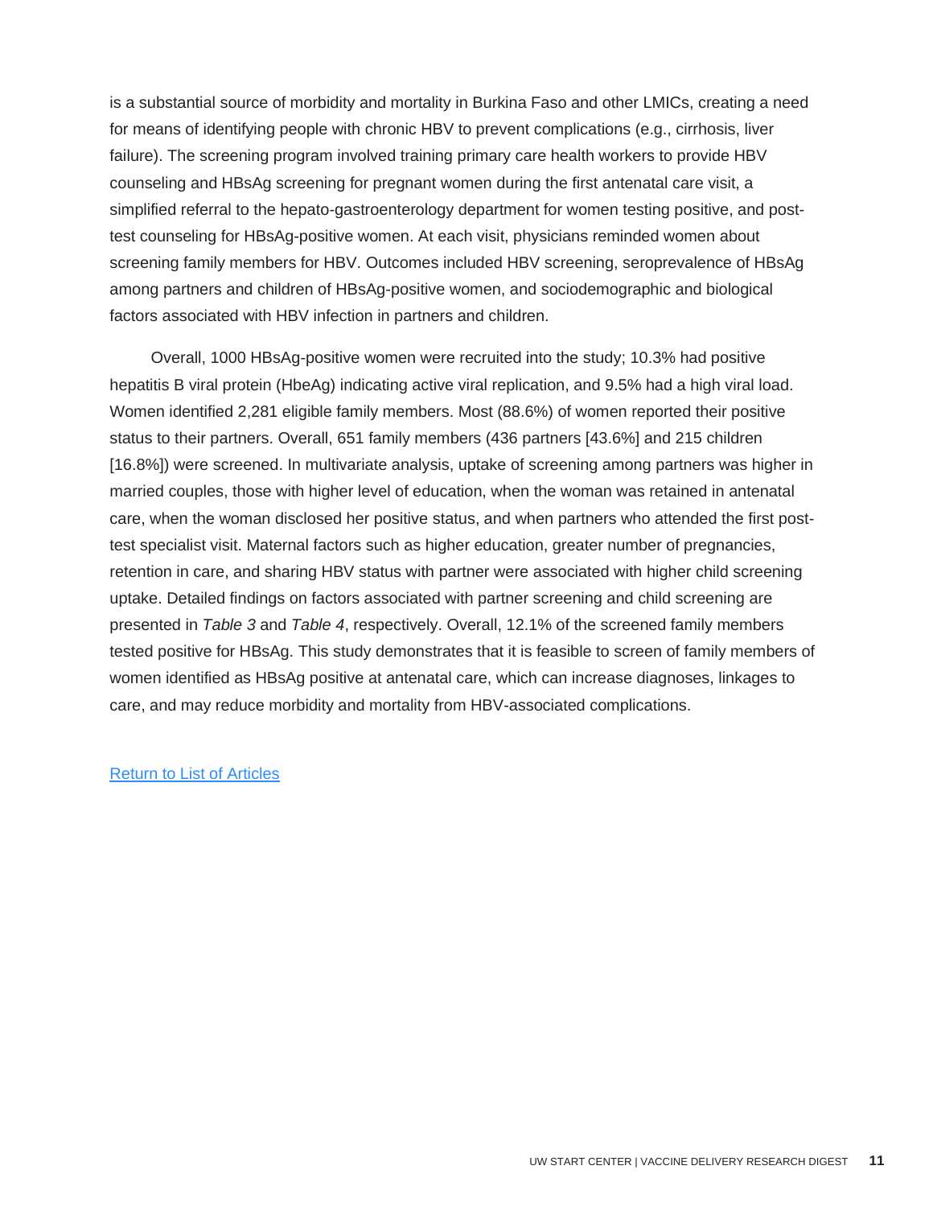is a substantial source of morbidity and mortality in Burkina Faso and other LMICs, creating a need for means of identifying people with chronic HBV to prevent complications (e.g., cirrhosis, liver failure). The screening program involved training primary care health workers to provide HBV counseling and HBsAg screening for pregnant women during the first antenatal care visit, a simplified referral to the hepato-gastroenterology department for women testing positive, and post-test counseling for HBsAg-positive women. At each visit, physicians reminded women about screening family members for HBV. Outcomes included HBV screening, seroprevalence of HBsAg among partners and children of HBsAg-positive women, and sociodemographic and biological factors associated with HBV infection in partners and children.

Overall, 1000 HBsAg-positive women were recruited into the study; 10.3% had positive hepatitis B viral protein (HbeAg) indicating active viral replication, and 9.5% had a high viral load. Women identified 2,281 eligible family members. Most (88.6%) of women reported their positive status to their partners. Overall, 651 family members (436 partners [43.6%] and 215 children [16.8%]) were screened. In multivariate analysis, uptake of screening among partners was higher in married couples, those with higher level of education, when the woman was retained in antenatal care, when the woman disclosed her positive status, and when partners who attended the first post-test specialist visit. Maternal factors such as higher education, greater number of pregnancies, retention in care, and sharing HBV status with partner were associated with higher child screening uptake. Detailed findings on factors associated with partner screening and child screening are presented in *Table 3* and *Table 4*, respectively. Overall, 12.1% of the screened family members tested positive for HBsAg. This study demonstrates that it is feasible to screen of family members of women identified as HBsAg positive at antenatal care, which can increase diagnoses, linkages to care, and may reduce morbidity and mortality from HBV-associated complications.

Return to List of Articles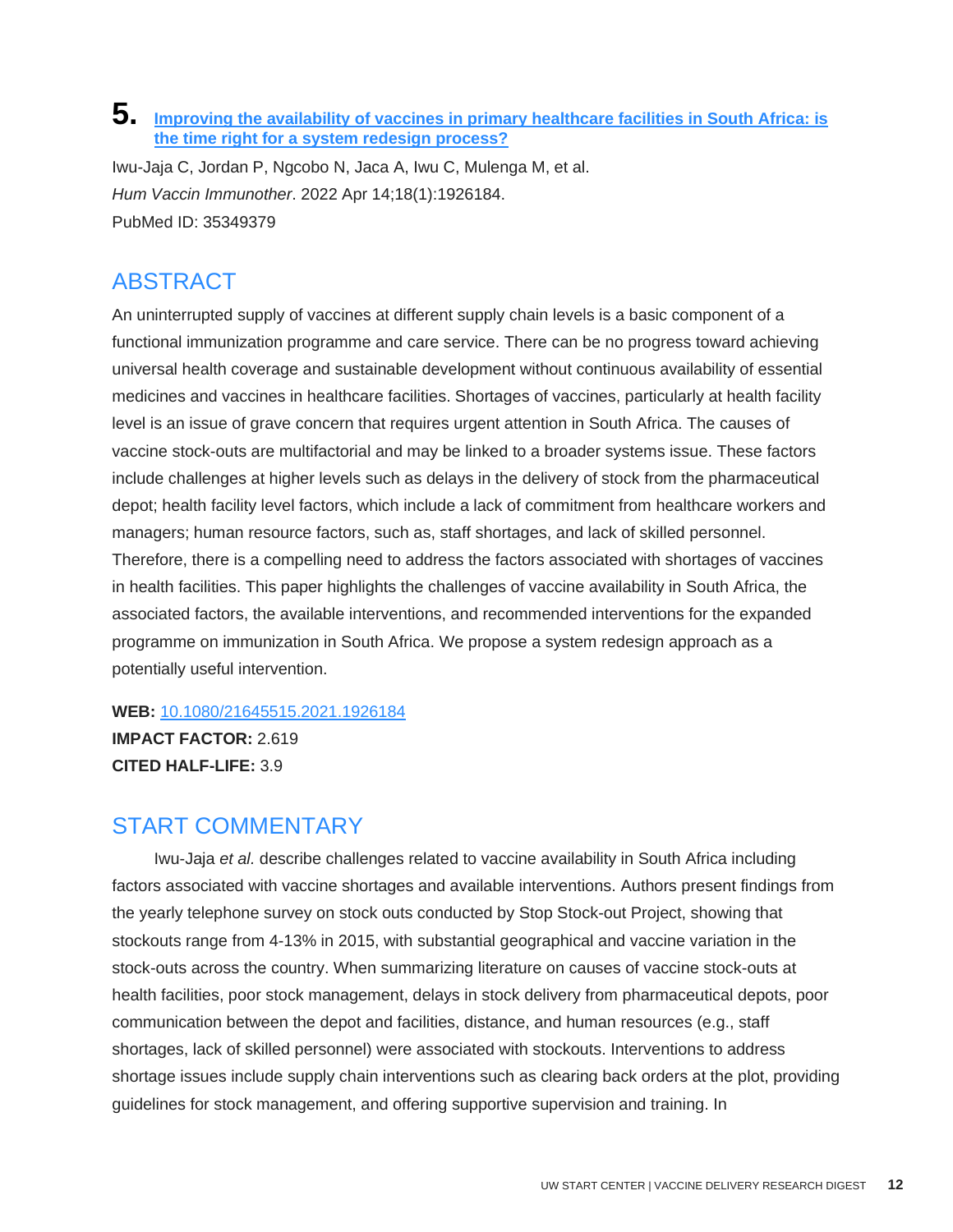## 5. [Improving the availability of vaccines in primary healthcare facilities in South Africa: is the time right for a system redesign process?](https://doi.org/10.1080/21645515.2021.1926184)

Iwu-Jaja C, Jordan P, Ngcobo N, Jaca A, Iwu C, Mulenga M, et al.

*Hum Vaccin Immunother*. 2022 Apr 14;18(1):1926184.

PubMed ID: 35349379

## ABSTRACT

An uninterrupted supply of vaccines at different supply chain levels is a basic component of a functional immunization programme and care service. There can be no progress toward achieving universal health coverage and sustainable development without continuous availability of essential medicines and vaccines in healthcare facilities. Shortages of vaccines, particularly at health facility level is an issue of grave concern that requires urgent attention in South Africa. The causes of vaccine stock-outs are multifactorial and may be linked to a broader systems issue. These factors include challenges at higher levels such as delays in the delivery of stock from the pharmaceutical depot; health facility level factors, which include a lack of commitment from healthcare workers and managers; human resource factors, such as, staff shortages, and lack of skilled personnel. Therefore, there is a compelling need to address the factors associated with shortages of vaccines in health facilities. This paper highlights the challenges of vaccine availability in South Africa, the associated factors, the available interventions, and recommended interventions for the expanded programme on immunization in South Africa. We propose a system redesign approach as a potentially useful intervention.

**WEB:** [10.1080/21645515.2021.1926184](https://doi.org/10.1080/21645515.2021.1926184)
**IMPACT FACTOR:** 2.619
**CITED HALF-LIFE:** 3.9

## START COMMENTARY

Iwu-Jaja *et al.* describe challenges related to vaccine availability in South Africa including factors associated with vaccine shortages and available interventions. Authors present findings from the yearly telephone survey on stock outs conducted by Stop Stock-out Project, showing that stockouts range from 4-13% in 2015, with substantial geographical and vaccine variation in the stock-outs across the country. When summarizing literature on causes of vaccine stock-outs at health facilities, poor stock management, delays in stock delivery from pharmaceutical depots, poor communication between the depot and facilities, distance, and human resources (e.g., staff shortages, lack of skilled personnel) were associated with stockouts. Interventions to address shortage issues include supply chain interventions such as clearing back orders at the plot, providing guidelines for stock management, and offering supportive supervision and training. In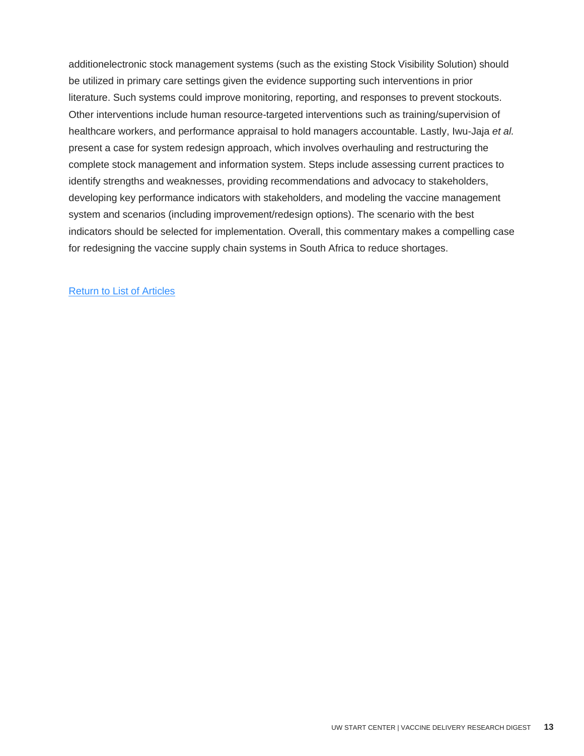additionelectronic stock management systems (such as the existing Stock Visibility Solution) should be utilized in primary care settings given the evidence supporting such interventions in prior literature. Such systems could improve monitoring, reporting, and responses to prevent stockouts. Other interventions include human resource-targeted interventions such as training/supervision of healthcare workers, and performance appraisal to hold managers accountable. Lastly, Iwu-Jaja *et al.* present a case for system redesign approach, which involves overhauling and restructuring the complete stock management and information system. Steps include assessing current practices to identify strengths and weaknesses, providing recommendations and advocacy to stakeholders, developing key performance indicators with stakeholders, and modeling the vaccine management system and scenarios (including improvement/redesign options). The scenario with the best indicators should be selected for implementation. Overall, this commentary makes a compelling case for redesigning the vaccine supply chain systems in South Africa to reduce shortages.

Return to List of Articles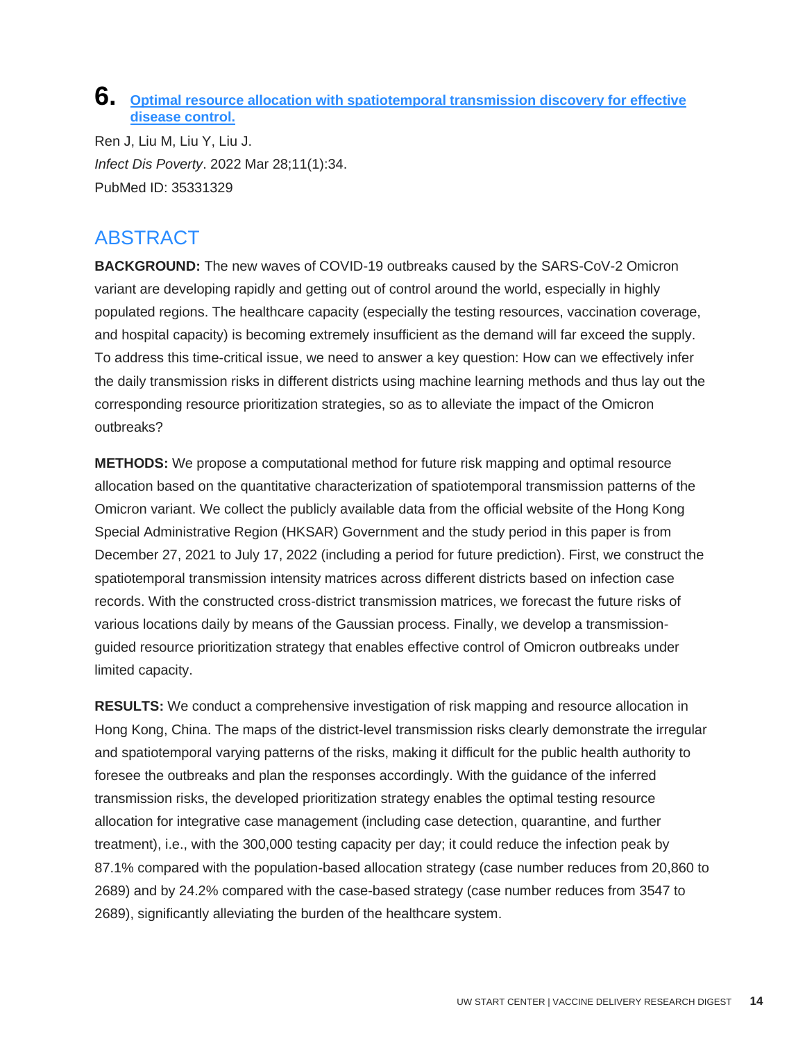## 6. [Optimal resource allocation with spatiotemporal transmission discovery for effective disease control.]()

Ren J, Liu M, Liu Y, Liu J.

*Infect Dis Poverty*. 2022 Mar 28;11(1):34.

PubMed ID: 35331329

## ABSTRACT

**BACKGROUND:** The new waves of COVID-19 outbreaks caused by the SARS-CoV-2 Omicron variant are developing rapidly and getting out of control around the world, especially in highly populated regions. The healthcare capacity (especially the testing resources, vaccination coverage, and hospital capacity) is becoming extremely insufficient as the demand will far exceed the supply. To address this time-critical issue, we need to answer a key question: How can we effectively infer the daily transmission risks in different districts using machine learning methods and thus lay out the corresponding resource prioritization strategies, so as to alleviate the impact of the Omicron outbreaks?

**METHODS:** We propose a computational method for future risk mapping and optimal resource allocation based on the quantitative characterization of spatiotemporal transmission patterns of the Omicron variant. We collect the publicly available data from the official website of the Hong Kong Special Administrative Region (HKSAR) Government and the study period in this paper is from December 27, 2021 to July 17, 2022 (including a period for future prediction). First, we construct the spatiotemporal transmission intensity matrices across different districts based on infection case records. With the constructed cross-district transmission matrices, we forecast the future risks of various locations daily by means of the Gaussian process. Finally, we develop a transmission-guided resource prioritization strategy that enables effective control of Omicron outbreaks under limited capacity.

**RESULTS:** We conduct a comprehensive investigation of risk mapping and resource allocation in Hong Kong, China. The maps of the district-level transmission risks clearly demonstrate the irregular and spatiotemporal varying patterns of the risks, making it difficult for the public health authority to foresee the outbreaks and plan the responses accordingly. With the guidance of the inferred transmission risks, the developed prioritization strategy enables the optimal testing resource allocation for integrative case management (including case detection, quarantine, and further treatment), i.e., with the 300,000 testing capacity per day; it could reduce the infection peak by 87.1% compared with the population-based allocation strategy (case number reduces from 20,860 to 2689) and by 24.2% compared with the case-based strategy (case number reduces from 3547 to 2689), significantly alleviating the burden of the healthcare system.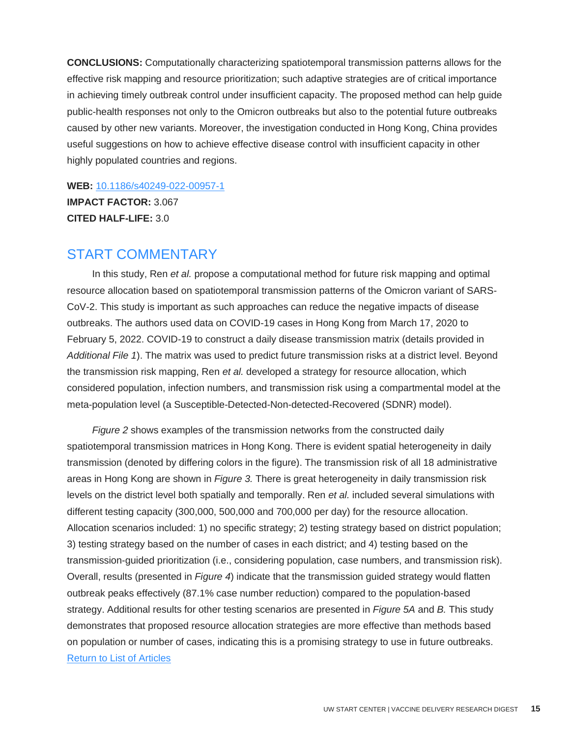**CONCLUSIONS:** Computationally characterizing spatiotemporal transmission patterns allows for the effective risk mapping and resource prioritization; such adaptive strategies are of critical importance in achieving timely outbreak control under insufficient capacity. The proposed method can help guide public-health responses not only to the Omicron outbreaks but also to the potential future outbreaks caused by other new variants. Moreover, the investigation conducted in Hong Kong, China provides useful suggestions on how to achieve effective disease control with insufficient capacity in other highly populated countries and regions.

**WEB:** [10.1186/s40249-022-00957-1](https://doi.org/10.1186/s40249-022-00957-1)
**IMPACT FACTOR:** 3.067
**CITED HALF-LIFE:** 3.0

## START COMMENTARY

In this study, Ren *et al.* propose a computational method for future risk mapping and optimal resource allocation based on spatiotemporal transmission patterns of the Omicron variant of SARS-CoV-2. This study is important as such approaches can reduce the negative impacts of disease outbreaks. The authors used data on COVID-19 cases in Hong Kong from March 17, 2020 to February 5, 2022. COVID-19 to construct a daily disease transmission matrix (details provided in *Additional File 1*). The matrix was used to predict future transmission risks at a district level. Beyond the transmission risk mapping, Ren *et al.* developed a strategy for resource allocation, which considered population, infection numbers, and transmission risk using a compartmental model at the meta-population level (a Susceptible-Detected-Non-detected-Recovered (SDNR) model).

*Figure 2* shows examples of the transmission networks from the constructed daily spatiotemporal transmission matrices in Hong Kong. There is evident spatial heterogeneity in daily transmission (denoted by differing colors in the figure). The transmission risk of all 18 administrative areas in Hong Kong are shown in *Figure 3.* There is great heterogeneity in daily transmission risk levels on the district level both spatially and temporally. Ren *et al.* included several simulations with different testing capacity (300,000, 500,000 and 700,000 per day) for the resource allocation. Allocation scenarios included: 1) no specific strategy; 2) testing strategy based on district population; 3) testing strategy based on the number of cases in each district; and 4) testing based on the transmission-guided prioritization (i.e., considering population, case numbers, and transmission risk). Overall, results (presented in *Figure 4*) indicate that the transmission guided strategy would flatten outbreak peaks effectively (87.1% case number reduction) compared to the population-based strategy. Additional results for other testing scenarios are presented in *Figure 5A* and *B.* This study demonstrates that proposed resource allocation strategies are more effective than methods based on population or number of cases, indicating this is a promising strategy to use in future outbreaks.
Return to List of Articles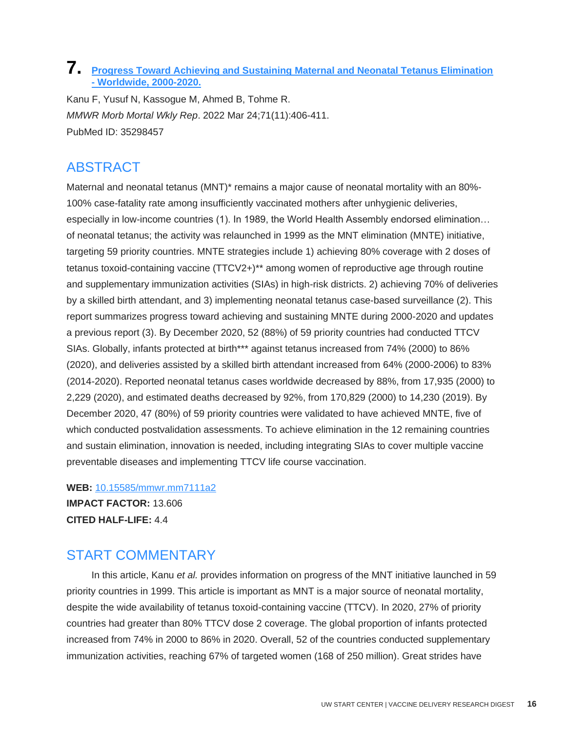## 7. [Progress Toward Achieving and Sustaining Maternal and Neonatal Tetanus Elimination - Worldwide, 2000-2020.]

Kanu F, Yusuf N, Kassogue M, Ahmed B, Tohme R.
*MMWR Morb Mortal Wkly Rep*. 2022 Mar 24;71(11):406-411.
PubMed ID: 35298457

## ABSTRACT

Maternal and neonatal tetanus (MNT)* remains a major cause of neonatal mortality with an 80%-100% case-fatality rate among insufficiently vaccinated mothers after unhygienic deliveries, especially in low-income countries (1). In 1989, the World Health Assembly endorsed elimination… of neonatal tetanus; the activity was relaunched in 1999 as the MNT elimination (MNTE) initiative, targeting 59 priority countries. MNTE strategies include 1) achieving 80% coverage with 2 doses of tetanus toxoid-containing vaccine (TTCV2+)** among women of reproductive age through routine and supplementary immunization activities (SIAs) in high-risk districts. 2) achieving 70% of deliveries by a skilled birth attendant, and 3) implementing neonatal tetanus case-based surveillance (2). This report summarizes progress toward achieving and sustaining MNTE during 2000-2020 and updates a previous report (3). By December 2020, 52 (88%) of 59 priority countries had conducted TTCV SIAs. Globally, infants protected at birth*** against tetanus increased from 74% (2000) to 86% (2020), and deliveries assisted by a skilled birth attendant increased from 64% (2000-2006) to 83% (2014-2020). Reported neonatal tetanus cases worldwide decreased by 88%, from 17,935 (2000) to 2,229 (2020), and estimated deaths decreased by 92%, from 170,829 (2000) to 14,230 (2019). By December 2020, 47 (80%) of 59 priority countries were validated to have achieved MNTE, five of which conducted postvalidation assessments. To achieve elimination in the 12 remaining countries and sustain elimination, innovation is needed, including integrating SIAs to cover multiple vaccine preventable diseases and implementing TTCV life course vaccination.

**WEB:** 10.15585/mmwr.mm7111a2
**IMPACT FACTOR:** 13.606
**CITED HALF-LIFE:** 4.4

## START COMMENTARY

In this article, Kanu *et al.* provides information on progress of the MNT initiative launched in 59 priority countries in 1999. This article is important as MNT is a major source of neonatal mortality, despite the wide availability of tetanus toxoid-containing vaccine (TTCV). In 2020, 27% of priority countries had greater than 80% TTCV dose 2 coverage. The global proportion of infants protected increased from 74% in 2000 to 86% in 2020. Overall, 52 of the countries conducted supplementary immunization activities, reaching 67% of targeted women (168 of 250 million). Great strides have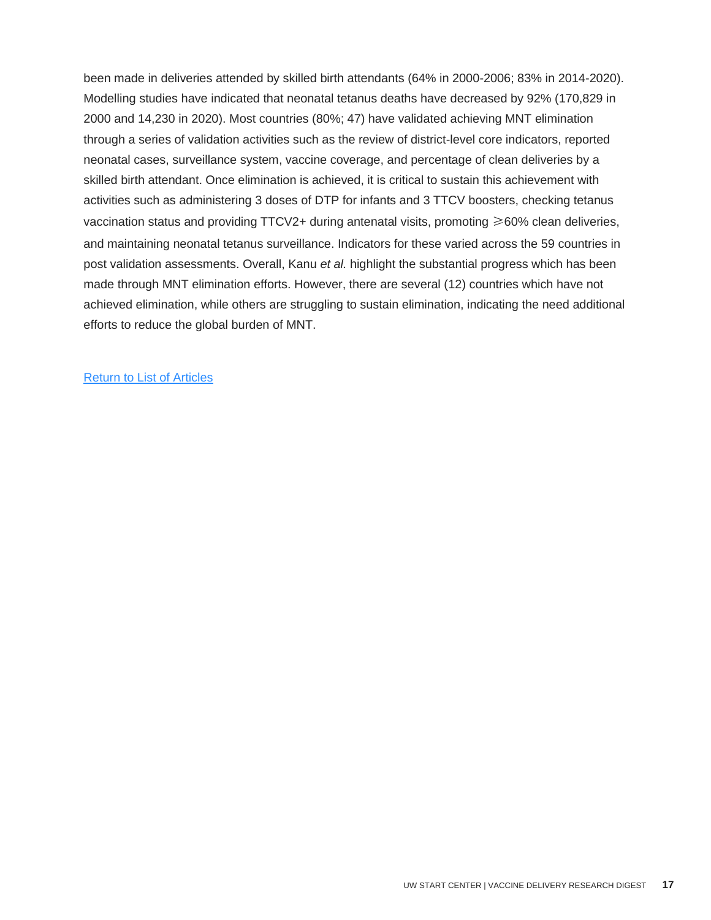been made in deliveries attended by skilled birth attendants (64% in 2000-2006; 83% in 2014-2020). Modelling studies have indicated that neonatal tetanus deaths have decreased by 92% (170,829 in 2000 and 14,230 in 2020). Most countries (80%; 47) have validated achieving MNT elimination through a series of validation activities such as the review of district-level core indicators, reported neonatal cases, surveillance system, vaccine coverage, and percentage of clean deliveries by a skilled birth attendant. Once elimination is achieved, it is critical to sustain this achievement with activities such as administering 3 doses of DTP for infants and 3 TTCV boosters, checking tetanus vaccination status and providing TTCV2+ during antenatal visits, promoting ≥60% clean deliveries, and maintaining neonatal tetanus surveillance. Indicators for these varied across the 59 countries in post validation assessments. Overall, Kanu *et al.* highlight the substantial progress which has been made through MNT elimination efforts. However, there are several (12) countries which have not achieved elimination, while others are struggling to sustain elimination, indicating the need additional efforts to reduce the global burden of MNT.

[Return to List of Articles]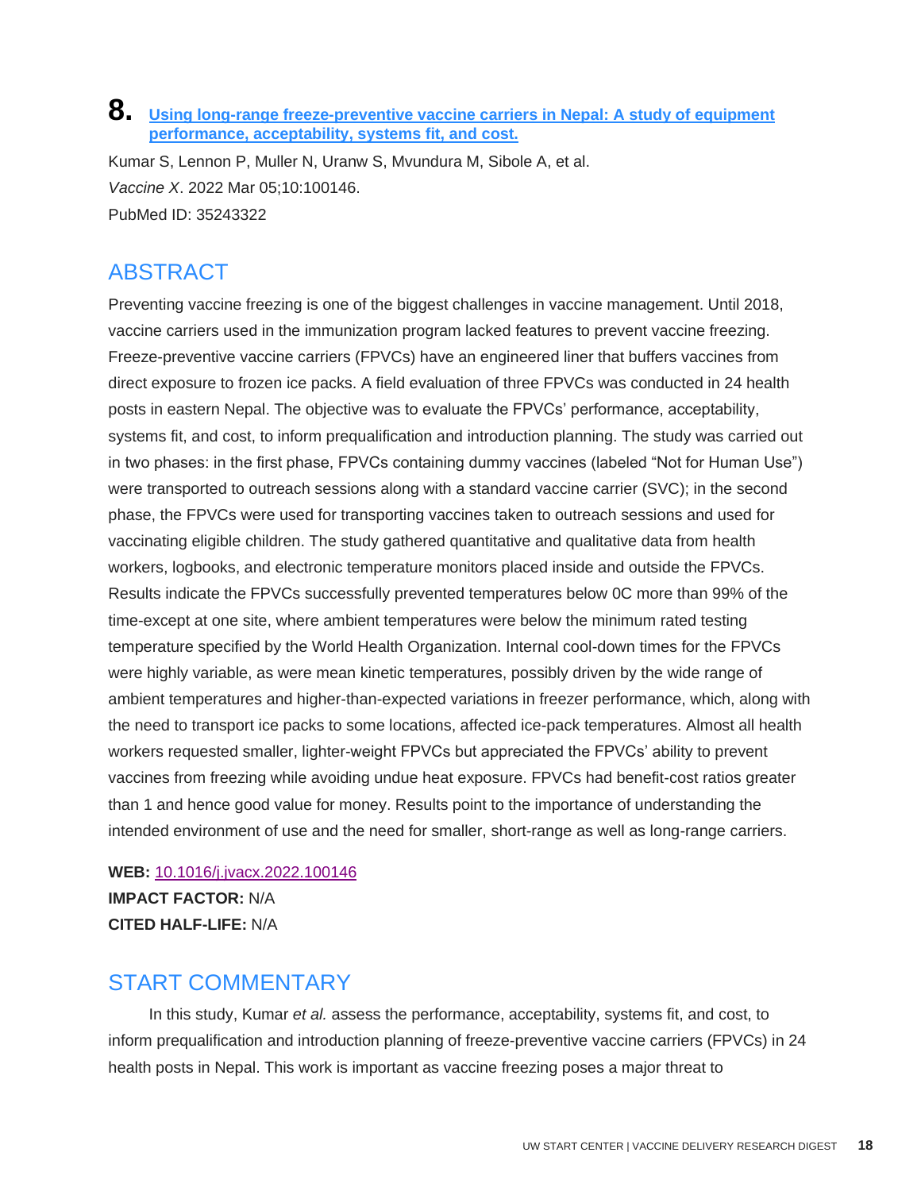## 8. [Using long-range freeze-preventive vaccine carriers in Nepal: A study of equipment performance, acceptability, systems fit, and cost.](#)

Kumar S, Lennon P, Muller N, Uranw S, Mvundura M, Sibole A, et al.

*Vaccine X*. 2022 Mar 05;10:100146.

PubMed ID: 35243322

## ABSTRACT

Preventing vaccine freezing is one of the biggest challenges in vaccine management. Until 2018, vaccine carriers used in the immunization program lacked features to prevent vaccine freezing. Freeze-preventive vaccine carriers (FPVCs) have an engineered liner that buffers vaccines from direct exposure to frozen ice packs. A field evaluation of three FPVCs was conducted in 24 health posts in eastern Nepal. The objective was to evaluate the FPVCs' performance, acceptability, systems fit, and cost, to inform prequalification and introduction planning. The study was carried out in two phases: in the first phase, FPVCs containing dummy vaccines (labeled "Not for Human Use") were transported to outreach sessions along with a standard vaccine carrier (SVC); in the second phase, the FPVCs were used for transporting vaccines taken to outreach sessions and used for vaccinating eligible children. The study gathered quantitative and qualitative data from health workers, logbooks, and electronic temperature monitors placed inside and outside the FPVCs. Results indicate the FPVCs successfully prevented temperatures below 0C more than 99% of the time-except at one site, where ambient temperatures were below the minimum rated testing temperature specified by the World Health Organization. Internal cool-down times for the FPVCs were highly variable, as were mean kinetic temperatures, possibly driven by the wide range of ambient temperatures and higher-than-expected variations in freezer performance, which, along with the need to transport ice packs to some locations, affected ice-pack temperatures. Almost all health workers requested smaller, lighter-weight FPVCs but appreciated the FPVCs' ability to prevent vaccines from freezing while avoiding undue heat exposure. FPVCs had benefit-cost ratios greater than 1 and hence good value for money. Results point to the importance of understanding the intended environment of use and the need for smaller, short-range as well as long-range carriers.

**WEB:** 10.1016/j.jvacx.2022.100146

**IMPACT FACTOR:** N/A

**CITED HALF-LIFE:** N/A

## START COMMENTARY

In this study, Kumar *et al.* assess the performance, acceptability, systems fit, and cost, to inform prequalification and introduction planning of freeze-preventive vaccine carriers (FPVCs) in 24 health posts in Nepal. This work is important as vaccine freezing poses a major threat to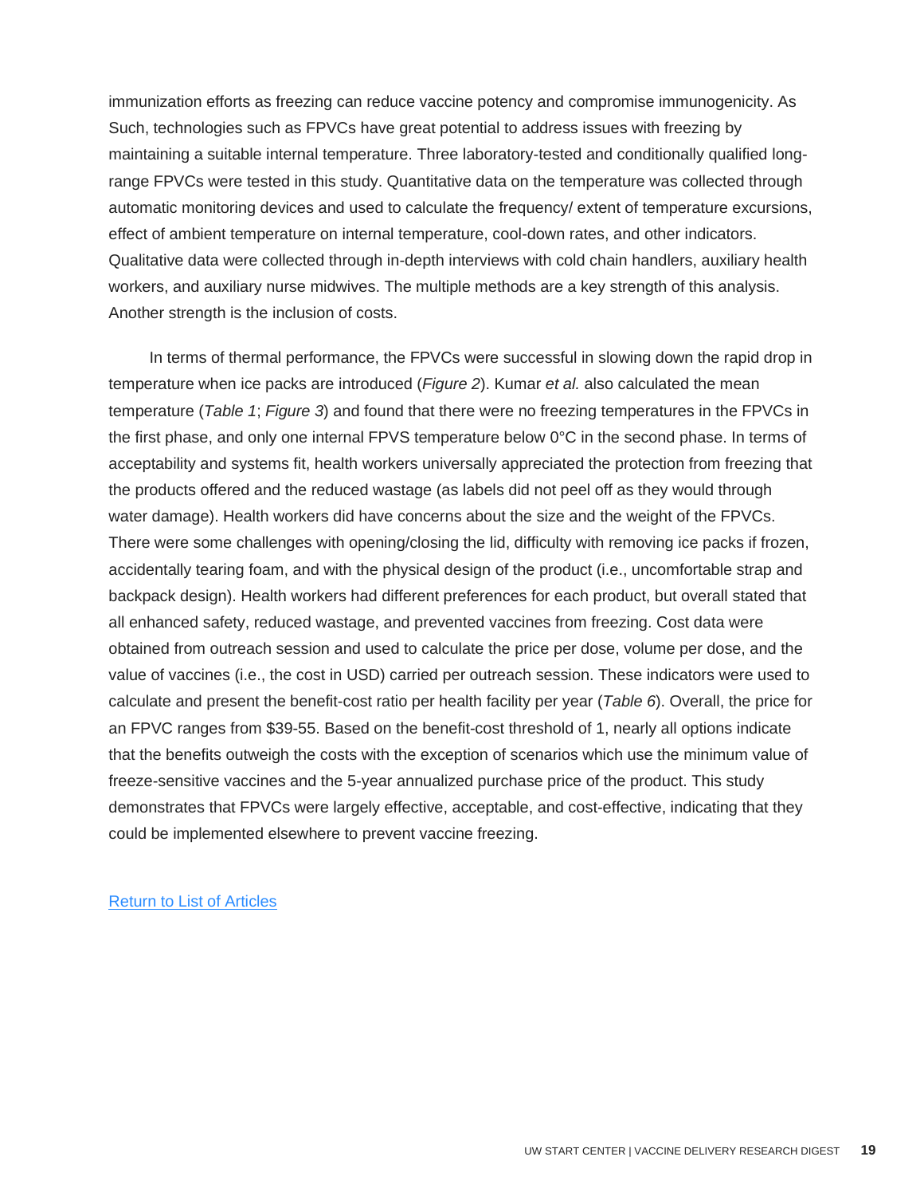immunization efforts as freezing can reduce vaccine potency and compromise immunogenicity. As Such, technologies such as FPVCs have great potential to address issues with freezing by maintaining a suitable internal temperature. Three laboratory-tested and conditionally qualified long-range FPVCs were tested in this study. Quantitative data on the temperature was collected through automatic monitoring devices and used to calculate the frequency/ extent of temperature excursions, effect of ambient temperature on internal temperature, cool-down rates, and other indicators. Qualitative data were collected through in-depth interviews with cold chain handlers, auxiliary health workers, and auxiliary nurse midwives. The multiple methods are a key strength of this analysis. Another strength is the inclusion of costs.

In terms of thermal performance, the FPVCs were successful in slowing down the rapid drop in temperature when ice packs are introduced (*Figure 2*). Kumar *et al.* also calculated the mean temperature (*Table 1*; *Figure 3*) and found that there were no freezing temperatures in the FPVCs in the first phase, and only one internal FPVS temperature below 0°C in the second phase. In terms of acceptability and systems fit, health workers universally appreciated the protection from freezing that the products offered and the reduced wastage (as labels did not peel off as they would through water damage). Health workers did have concerns about the size and the weight of the FPVCs. There were some challenges with opening/closing the lid, difficulty with removing ice packs if frozen, accidentally tearing foam, and with the physical design of the product (i.e., uncomfortable strap and backpack design). Health workers had different preferences for each product, but overall stated that all enhanced safety, reduced wastage, and prevented vaccines from freezing. Cost data were obtained from outreach session and used to calculate the price per dose, volume per dose, and the value of vaccines (i.e., the cost in USD) carried per outreach session. These indicators were used to calculate and present the benefit-cost ratio per health facility per year (*Table 6*). Overall, the price for an FPVC ranges from $39-55. Based on the benefit-cost threshold of 1, nearly all options indicate that the benefits outweigh the costs with the exception of scenarios which use the minimum value of freeze-sensitive vaccines and the 5-year annualized purchase price of the product. This study demonstrates that FPVCs were largely effective, acceptable, and cost-effective, indicating that they could be implemented elsewhere to prevent vaccine freezing.

[Return to List of Articles]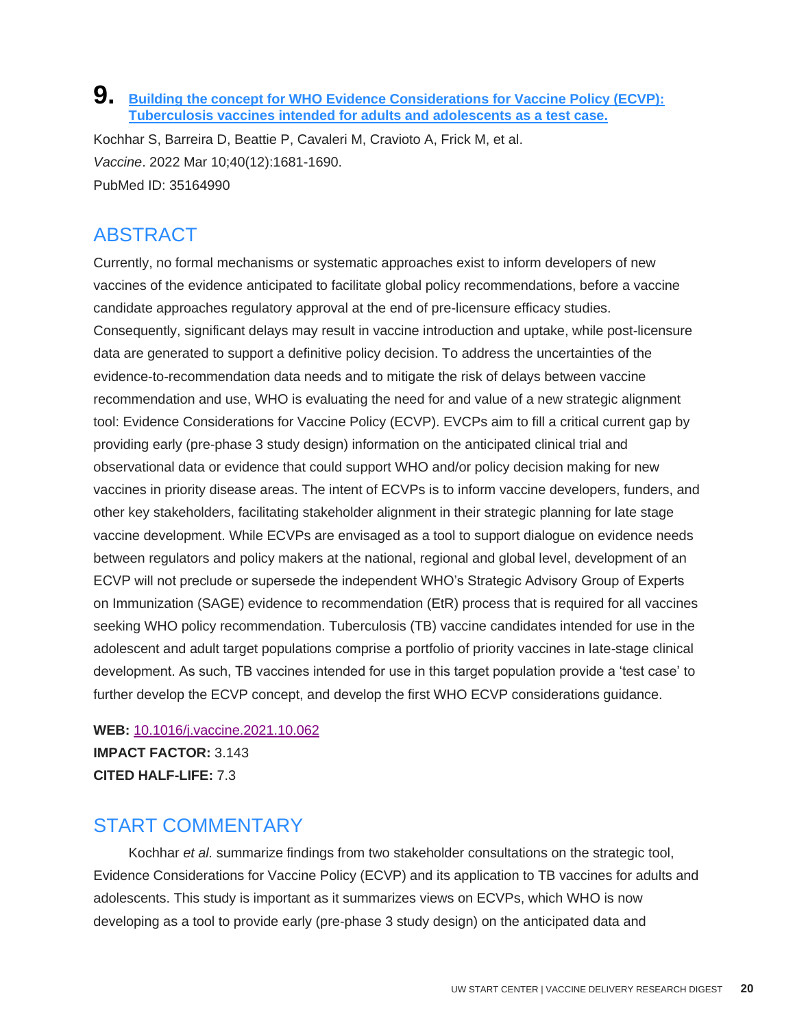## 9. [Building the concept for WHO Evidence Considerations for Vaccine Policy (ECVP): Tuberculosis vaccines intended for adults and adolescents as a test case.](#)

Kochhar S, Barreira D, Beattie P, Cavaleri M, Craviotto A, Frick M, et al.
*Vaccine*. 2022 Mar 10;40(12):1681-1690.
PubMed ID: 35164990

## ABSTRACT

Currently, no formal mechanisms or systematic approaches exist to inform developers of new vaccines of the evidence anticipated to facilitate global policy recommendations, before a vaccine candidate approaches regulatory approval at the end of pre-licensure efficacy studies. Consequently, significant delays may result in vaccine introduction and uptake, while post-licensure data are generated to support a definitive policy decision. To address the uncertainties of the evidence-to-recommendation data needs and to mitigate the risk of delays between vaccine recommendation and use, WHO is evaluating the need for and value of a new strategic alignment tool: Evidence Considerations for Vaccine Policy (ECVP). EVCPs aim to fill a critical current gap by providing early (pre-phase 3 study design) information on the anticipated clinical trial and observational data or evidence that could support WHO and/or policy decision making for new vaccines in priority disease areas. The intent of ECVPs is to inform vaccine developers, funders, and other key stakeholders, facilitating stakeholder alignment in their strategic planning for late stage vaccine development. While ECVPs are envisaged as a tool to support dialogue on evidence needs between regulators and policy makers at the national, regional and global level, development of an ECVP will not preclude or supersede the independent WHO's Strategic Advisory Group of Experts on Immunization (SAGE) evidence to recommendation (EtR) process that is required for all vaccines seeking WHO policy recommendation. Tuberculosis (TB) vaccine candidates intended for use in the adolescent and adult target populations comprise a portfolio of priority vaccines in late-stage clinical development. As such, TB vaccines intended for use in this target population provide a 'test case' to further develop the ECVP concept, and develop the first WHO ECVP considerations guidance.

**WEB:** 10.1016/j.vaccine.2021.10.062
**IMPACT FACTOR:** 3.143
**CITED HALF-LIFE:** 7.3

## START COMMENTARY

Kochhar *et al.* summarize findings from two stakeholder consultations on the strategic tool, Evidence Considerations for Vaccine Policy (ECVP) and its application to TB vaccines for adults and adolescents. This study is important as it summarizes views on ECVPs, which WHO is now developing as a tool to provide early (pre-phase 3 study design) on the anticipated data and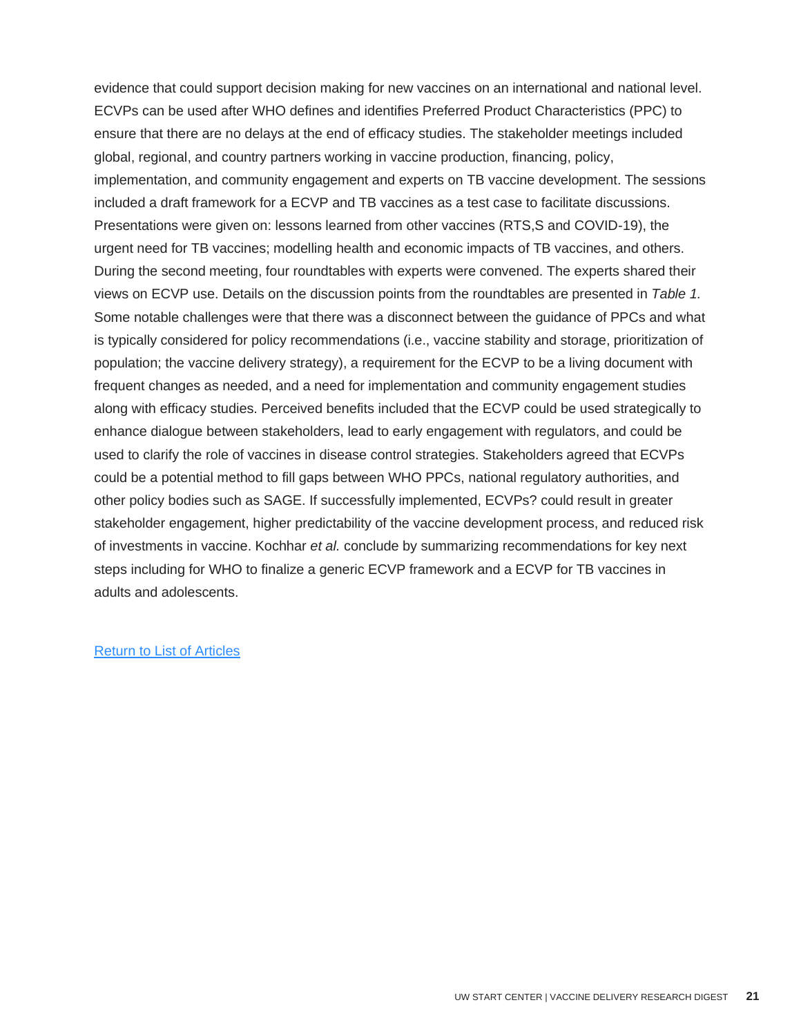evidence that could support decision making for new vaccines on an international and national level. ECVPs can be used after WHO defines and identifies Preferred Product Characteristics (PPC) to ensure that there are no delays at the end of efficacy studies. The stakeholder meetings included global, regional, and country partners working in vaccine production, financing, policy, implementation, and community engagement and experts on TB vaccine development. The sessions included a draft framework for a ECVP and TB vaccines as a test case to facilitate discussions. Presentations were given on: lessons learned from other vaccines (RTS,S and COVID-19), the urgent need for TB vaccines; modelling health and economic impacts of TB vaccines, and others. During the second meeting, four roundtables with experts were convened. The experts shared their views on ECVP use. Details on the discussion points from the roundtables are presented in *Table 1.* Some notable challenges were that there was a disconnect between the guidance of PPCs and what is typically considered for policy recommendations (i.e., vaccine stability and storage, prioritization of population; the vaccine delivery strategy), a requirement for the ECVP to be a living document with frequent changes as needed, and a need for implementation and community engagement studies along with efficacy studies. Perceived benefits included that the ECVP could be used strategically to enhance dialogue between stakeholders, lead to early engagement with regulators, and could be used to clarify the role of vaccines in disease control strategies. Stakeholders agreed that ECVPs could be a potential method to fill gaps between WHO PPCs, national regulatory authorities, and other policy bodies such as SAGE. If successfully implemented, ECVPs? could result in greater stakeholder engagement, higher predictability of the vaccine development process, and reduced risk of investments in vaccine. Kochhar *et al.* conclude by summarizing recommendations for key next steps including for WHO to finalize a generic ECVP framework and a ECVP for TB vaccines in adults and adolescents.

Return to List of Articles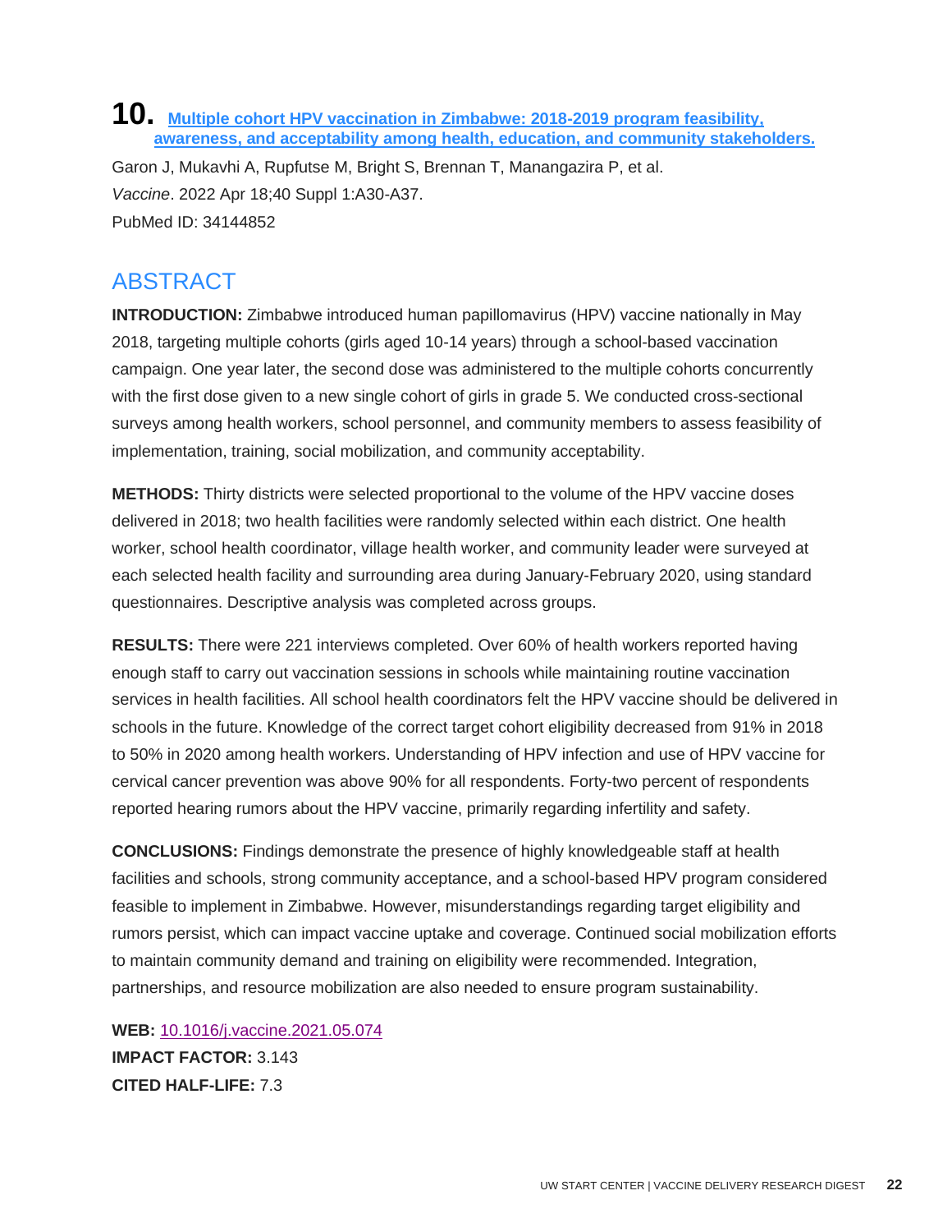## 10. [Multiple cohort HPV vaccination in Zimbabwe: 2018-2019 program feasibility, awareness, and acceptability among health, education, and community stakeholders.]

Garon J, Mukavhi A, Rupfutse M, Bright S, Brennan T, Manangazira P, et al.

*Vaccine*. 2022 Apr 18;40 Suppl 1:A30-A37.

PubMed ID: 34144852

### ABSTRACT

**INTRODUCTION:** Zimbabwe introduced human papillomavirus (HPV) vaccine nationally in May 2018, targeting multiple cohorts (girls aged 10-14 years) through a school-based vaccination campaign. One year later, the second dose was administered to the multiple cohorts concurrently with the first dose given to a new single cohort of girls in grade 5. We conducted cross-sectional surveys among health workers, school personnel, and community members to assess feasibility of implementation, training, social mobilization, and community acceptability.

**METHODS:** Thirty districts were selected proportional to the volume of the HPV vaccine doses delivered in 2018; two health facilities were randomly selected within each district. One health worker, school health coordinator, village health worker, and community leader were surveyed at each selected health facility and surrounding area during January-February 2020, using standard questionnaires. Descriptive analysis was completed across groups.

**RESULTS:** There were 221 interviews completed. Over 60% of health workers reported having enough staff to carry out vaccination sessions in schools while maintaining routine vaccination services in health facilities. All school health coordinators felt the HPV vaccine should be delivered in schools in the future. Knowledge of the correct target cohort eligibility decreased from 91% in 2018 to 50% in 2020 among health workers. Understanding of HPV infection and use of HPV vaccine for cervical cancer prevention was above 90% for all respondents. Forty-two percent of respondents reported hearing rumors about the HPV vaccine, primarily regarding infertility and safety.

**CONCLUSIONS:** Findings demonstrate the presence of highly knowledgeable staff at health facilities and schools, strong community acceptance, and a school-based HPV program considered feasible to implement in Zimbabwe. However, misunderstandings regarding target eligibility and rumors persist, which can impact vaccine uptake and coverage. Continued social mobilization efforts to maintain community demand and training on eligibility were recommended. Integration, partnerships, and resource mobilization are also needed to ensure program sustainability.

**WEB:** 10.1016/j.vaccine.2021.05.074
**IMPACT FACTOR:** 3.143
**CITED HALF-LIFE:** 7.3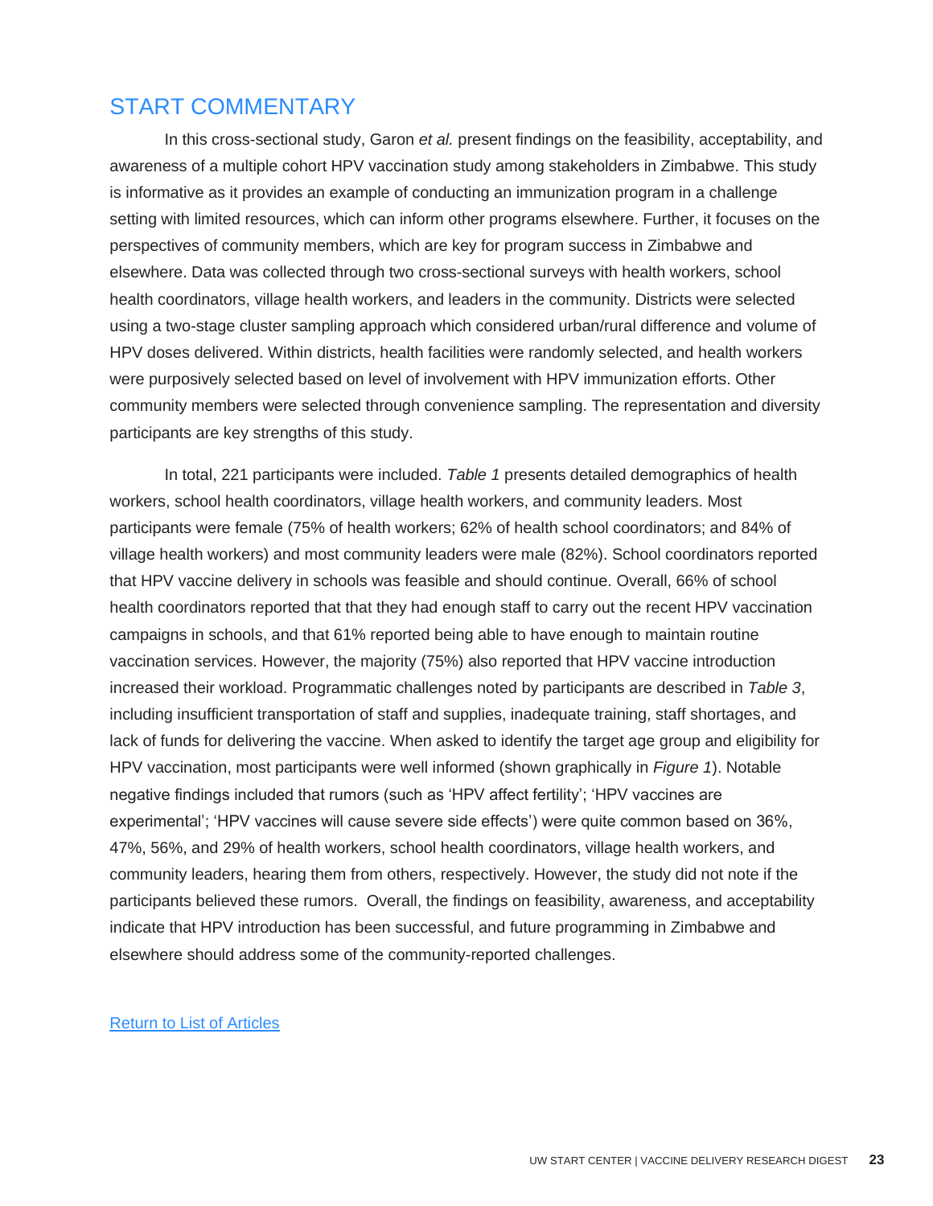## START COMMENTARY

In this cross-sectional study, Garon *et al.* present findings on the feasibility, acceptability, and awareness of a multiple cohort HPV vaccination study among stakeholders in Zimbabwe. This study is informative as it provides an example of conducting an immunization program in a challenge setting with limited resources, which can inform other programs elsewhere. Further, it focuses on the perspectives of community members, which are key for program success in Zimbabwe and elsewhere. Data was collected through two cross-sectional surveys with health workers, school health coordinators, village health workers, and leaders in the community. Districts were selected using a two-stage cluster sampling approach which considered urban/rural difference and volume of HPV doses delivered. Within districts, health facilities were randomly selected, and health workers were purposively selected based on level of involvement with HPV immunization efforts. Other community members were selected through convenience sampling. The representation and diversity participants are key strengths of this study.

In total, 221 participants were included. *Table 1* presents detailed demographics of health workers, school health coordinators, village health workers, and community leaders. Most participants were female (75% of health workers; 62% of health school coordinators; and 84% of village health workers) and most community leaders were male (82%). School coordinators reported that HPV vaccine delivery in schools was feasible and should continue. Overall, 66% of school health coordinators reported that that they had enough staff to carry out the recent HPV vaccination campaigns in schools, and that 61% reported being able to have enough to maintain routine vaccination services. However, the majority (75%) also reported that HPV vaccine introduction increased their workload. Programmatic challenges noted by participants are described in *Table 3*, including insufficient transportation of staff and supplies, inadequate training, staff shortages, and lack of funds for delivering the vaccine. When asked to identify the target age group and eligibility for HPV vaccination, most participants were well informed (shown graphically in *Figure 1*). Notable negative findings included that rumors (such as 'HPV affect fertility'; 'HPV vaccines are experimental'; 'HPV vaccines will cause severe side effects') were quite common based on 36%, 47%, 56%, and 29% of health workers, school health coordinators, village health workers, and community leaders, hearing them from others, respectively. However, the study did not note if the participants believed these rumors. Overall, the findings on feasibility, awareness, and acceptability indicate that HPV introduction has been successful, and future programming in Zimbabwe and elsewhere should address some of the community-reported challenges.

Return to List of Articles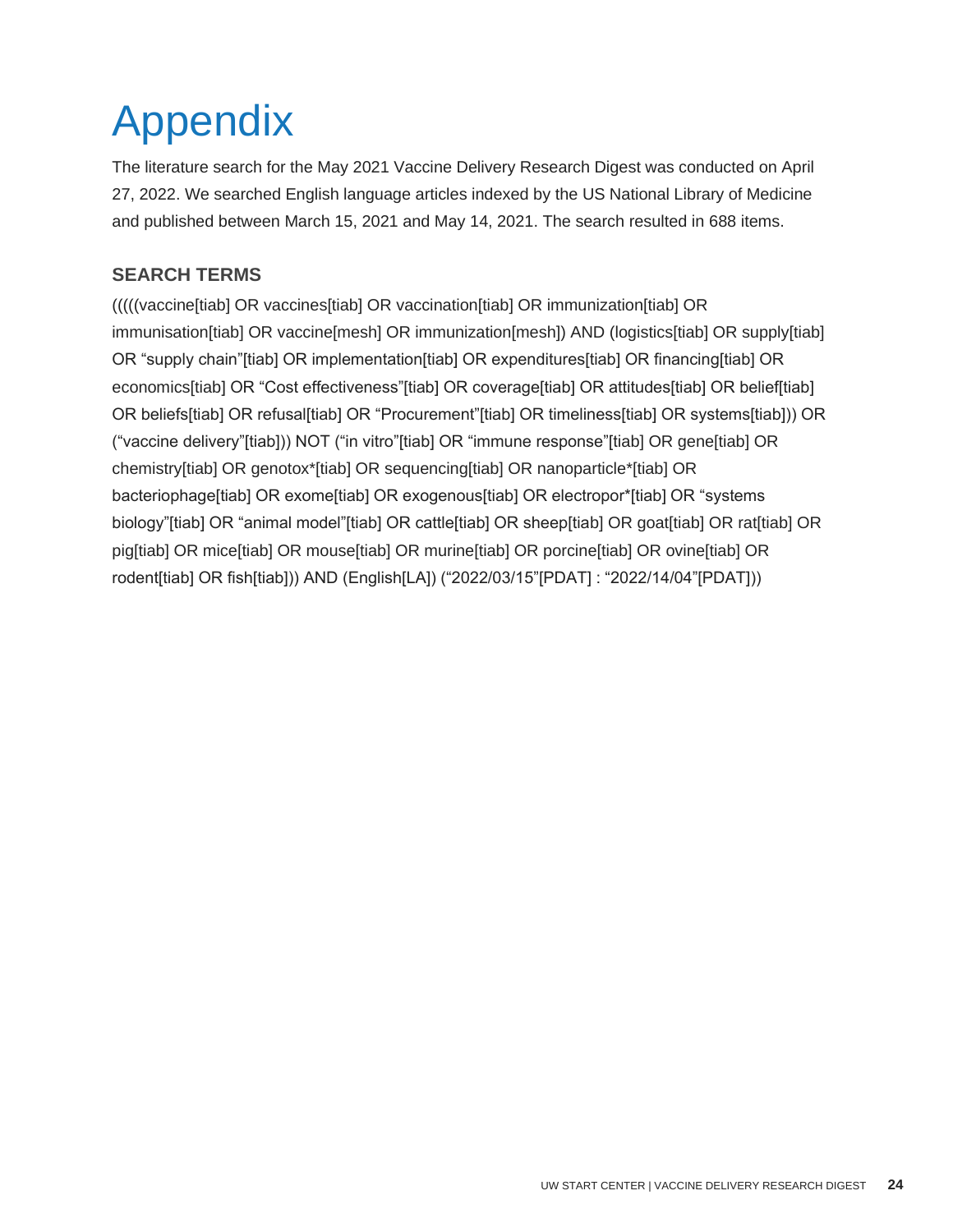# Appendix

The literature search for the May 2021 Vaccine Delivery Research Digest was conducted on April 27, 2022. We searched English language articles indexed by the US National Library of Medicine and published between March 15, 2021 and May 14, 2021. The search resulted in 688 items.

## SEARCH TERMS

(((((vaccine[tiab] OR vaccines[tiab] OR vaccination[tiab] OR immunization[tiab] OR immunisation[tiab] OR vaccine[mesh] OR immunization[mesh]) AND (logistics[tiab] OR supply[tiab] OR "supply chain"[tiab] OR implementation[tiab] OR expenditures[tiab] OR financing[tiab] OR economics[tiab] OR "Cost effectiveness"[tiab] OR coverage[tiab] OR attitudes[tiab] OR belief[tiab] OR beliefs[tiab] OR refusal[tiab] OR "Procurement"[tiab] OR timeliness[tiab] OR systems[tiab])) OR ("vaccine delivery"[tiab])) NOT ("in vitro"[tiab] OR "immune response"[tiab] OR gene[tiab] OR chemistry[tiab] OR genotox*[tiab] OR sequencing[tiab] OR nanoparticle*[tiab] OR bacteriophage[tiab] OR exome[tiab] OR exogenous[tiab] OR electropor*[tiab] OR "systems biology"[tiab] OR "animal model"[tiab] OR cattle[tiab] OR sheep[tiab] OR goat[tiab] OR rat[tiab] OR pig[tiab] OR mice[tiab] OR mouse[tiab] OR murine[tiab] OR porcine[tiab] OR ovine[tiab] OR rodent[tiab] OR fish[tiab])) AND (English[LA]) ("2022/03/15"[PDAT] : "2022/14/04"[PDAT]))